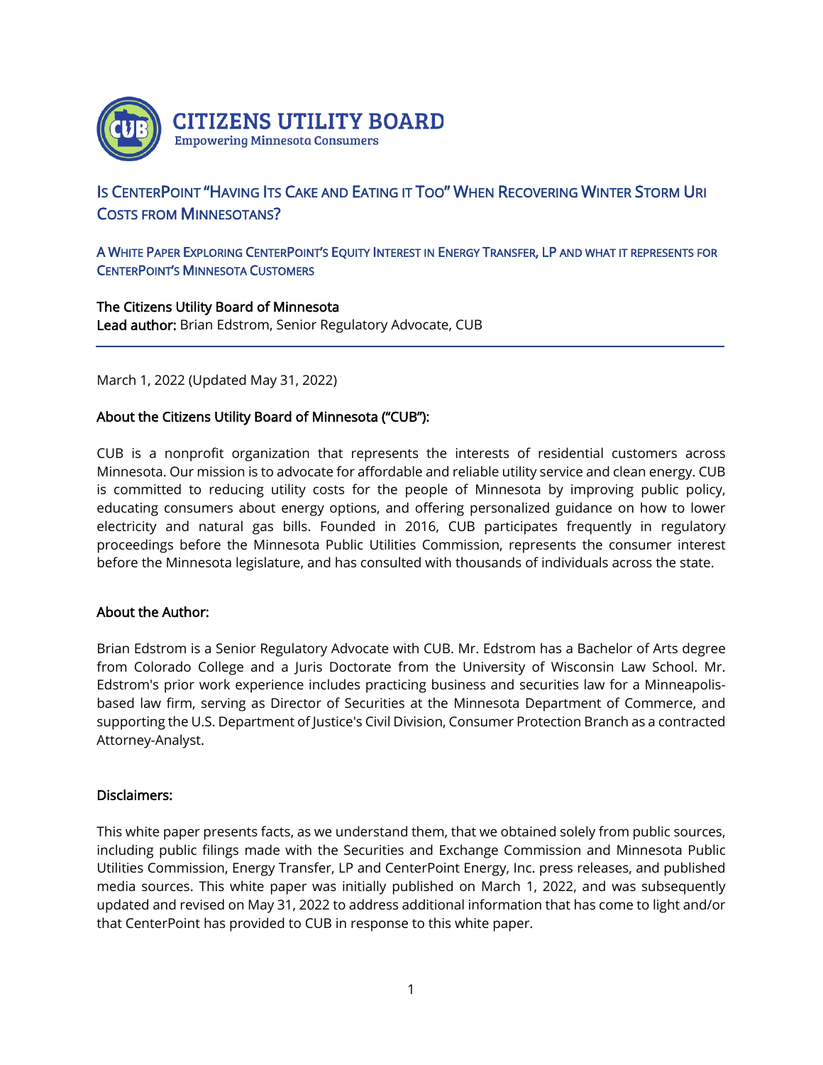**CITIZENS UTILITY BOARD**
Empowering Minnesota Consumers

# Is CenterPoint "Having Its Cake and Eating it Too" When Recovering Winter Storm Uri Costs from Minnesotans?

## A White Paper Exploring CenterPoint's Equity Interest in Energy Transfer, LP and what it represents for CenterPoint's Minnesota Customers

**The Citizens Utility Board of Minnesota**
**Lead author:** Brian Edstrom, Senior Regulatory Advocate, CUB

---

March 1, 2022 (Updated May 31, 2022)

### About the Citizens Utility Board of Minnesota ("CUB"):

CUB is a nonprofit organization that represents the interests of residential customers across Minnesota. Our mission is to advocate for affordable and reliable utility service and clean energy. CUB is committed to reducing utility costs for the people of Minnesota by improving public policy, educating consumers about energy options, and offering personalized guidance on how to lower electricity and natural gas bills. Founded in 2016, CUB participates frequently in regulatory proceedings before the Minnesota Public Utilities Commission, represents the consumer interest before the Minnesota legislature, and has consulted with thousands of individuals across the state.

### About the Author:

Brian Edstrom is a Senior Regulatory Advocate with CUB. Mr. Edstrom has a Bachelor of Arts degree from Colorado College and a Juris Doctorate from the University of Wisconsin Law School. Mr. Edstrom's prior work experience includes practicing business and securities law for a Minneapolis-based law firm, serving as Director of Securities at the Minnesota Department of Commerce, and supporting the U.S. Department of Justice's Civil Division, Consumer Protection Branch as a contracted Attorney-Analyst.

### Disclaimers:

This white paper presents facts, as we understand them, that we obtained solely from public sources, including public filings made with the Securities and Exchange Commission and Minnesota Public Utilities Commission, Energy Transfer, LP and CenterPoint Energy, Inc. press releases, and published media sources. This white paper was initially published on March 1, 2022, and was subsequently updated and revised on May 31, 2022 to address additional information that has come to light and/or that CenterPoint has provided to CUB in response to this white paper.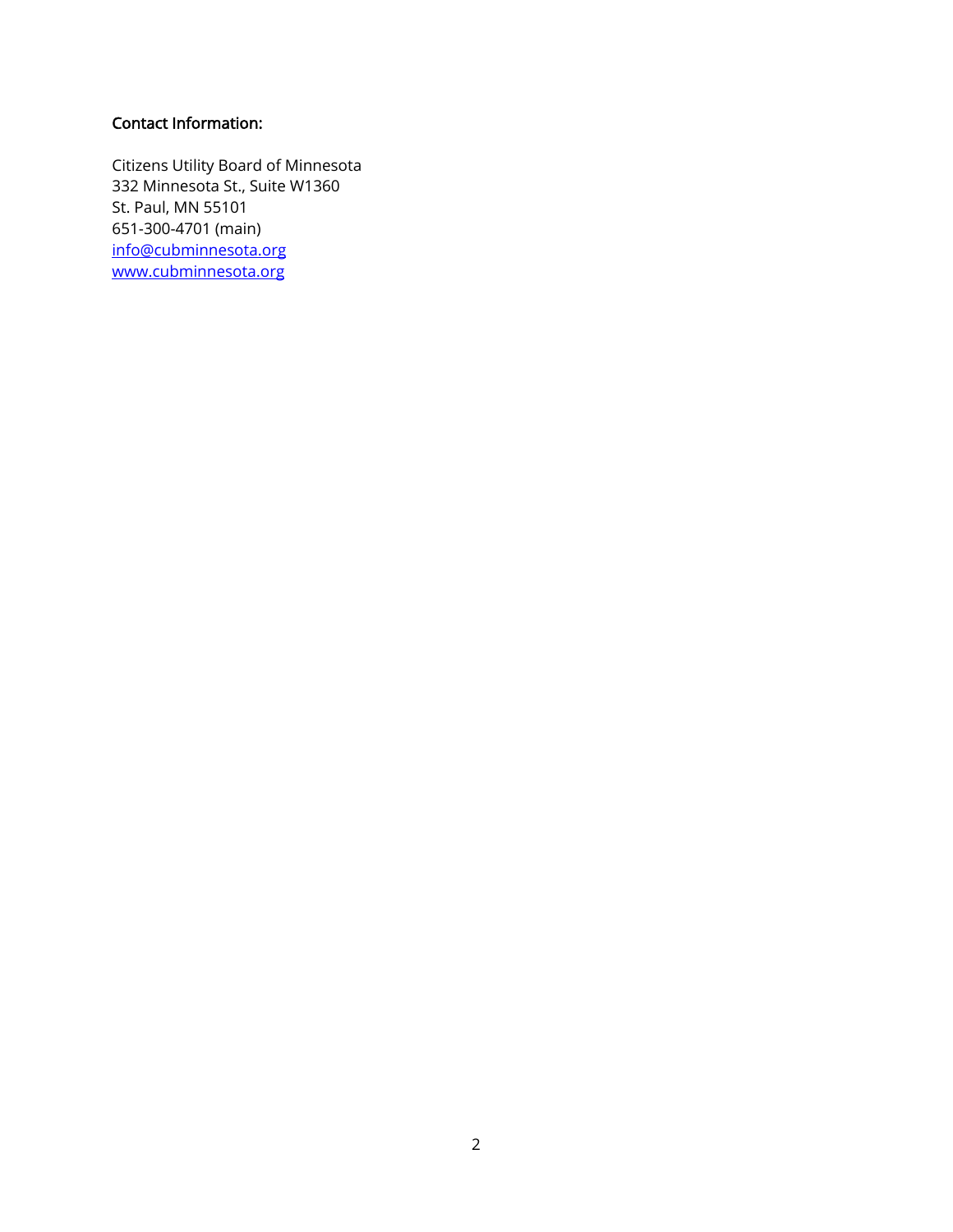**Contact Information:**

Citizens Utility Board of Minnesota
332 Minnesota St., Suite W1360
St. Paul, MN 55101
651-300-4701 (main)
[info@cubminnesota.org](mailto:info@cubminnesota.org)
[www.cubminnesota.org](http://www.cubminnesota.org)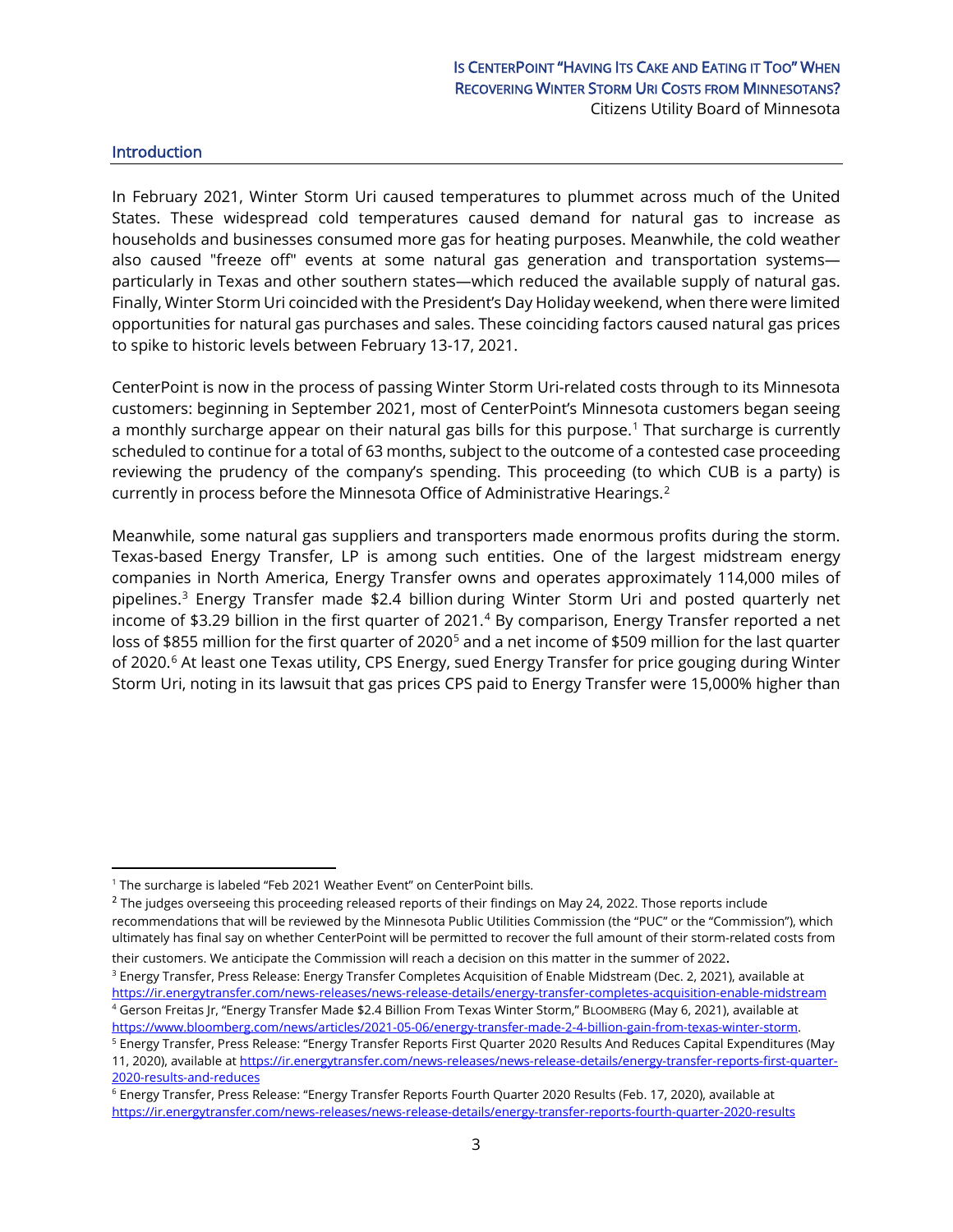## Introduction

In February 2021, Winter Storm Uri caused temperatures to plummet across much of the United States. These widespread cold temperatures caused demand for natural gas to increase as households and businesses consumed more gas for heating purposes. Meanwhile, the cold weather also caused "freeze off" events at some natural gas generation and transportation systems—particularly in Texas and other southern states—which reduced the available supply of natural gas. Finally, Winter Storm Uri coincided with the President's Day Holiday weekend, when there were limited opportunities for natural gas purchases and sales. These coinciding factors caused natural gas prices to spike to historic levels between February 13-17, 2021.

CenterPoint is now in the process of passing Winter Storm Uri-related costs through to its Minnesota customers: beginning in September 2021, most of CenterPoint's Minnesota customers began seeing a monthly surcharge appear on their natural gas bills for this purpose.[1] That surcharge is currently scheduled to continue for a total of 63 months, subject to the outcome of a contested case proceeding reviewing the prudency of the company's spending. This proceeding (to which CUB is a party) is currently in process before the Minnesota Office of Administrative Hearings.[2]

Meanwhile, some natural gas suppliers and transporters made enormous profits during the storm. Texas-based Energy Transfer, LP is among such entities. One of the largest midstream energy companies in North America, Energy Transfer owns and operates approximately 114,000 miles of pipelines.[3] Energy Transfer made $2.4 billion during Winter Storm Uri and posted quarterly net income of $3.29 billion in the first quarter of 2021.[4] By comparison, Energy Transfer reported a net loss of $855 million for the first quarter of 2020[5] and a net income of $509 million for the last quarter of 2020.[6] At least one Texas utility, CPS Energy, sued Energy Transfer for price gouging during Winter Storm Uri, noting in its lawsuit that gas prices CPS paid to Energy Transfer were 15,000% higher than

---

[1] The surcharge is labeled "Feb 2021 Weather Event" on CenterPoint bills.

[2] The judges overseeing this proceeding released reports of their findings on May 24, 2022. Those reports include recommendations that will be reviewed by the Minnesota Public Utilities Commission (the "PUC" or the "Commission"), which ultimately has final say on whether CenterPoint will be permitted to recover the full amount of their storm-related costs from their customers. We anticipate the Commission will reach a decision on this matter in the summer of 2022.

[3] Energy Transfer, Press Release: Energy Transfer Completes Acquisition of Enable Midstream (Dec. 2, 2021), available at https://ir.energytransfer.com/news-releases/news-release-details/energy-transfer-completes-acquisition-enable-midstream

[4] Gerson Freitas Jr, "Energy Transfer Made $2.4 Billion From Texas Winter Storm," BLOOMBERG (May 6, 2021), available at https://www.bloomberg.com/news/articles/2021-05-06/energy-transfer-made-2-4-billion-gain-from-texas-winter-storm.

[5] Energy Transfer, Press Release: "Energy Transfer Reports First Quarter 2020 Results And Reduces Capital Expenditures (May 11, 2020), available at https://ir.energytransfer.com/news-releases/news-release-details/energy-transfer-reports-first-quarter-2020-results-and-reduces

[6] Energy Transfer, Press Release: "Energy Transfer Reports Fourth Quarter 2020 Results (Feb. 17, 2020), available at https://ir.energytransfer.com/news-releases/news-release-details/energy-transfer-reports-fourth-quarter-2020-results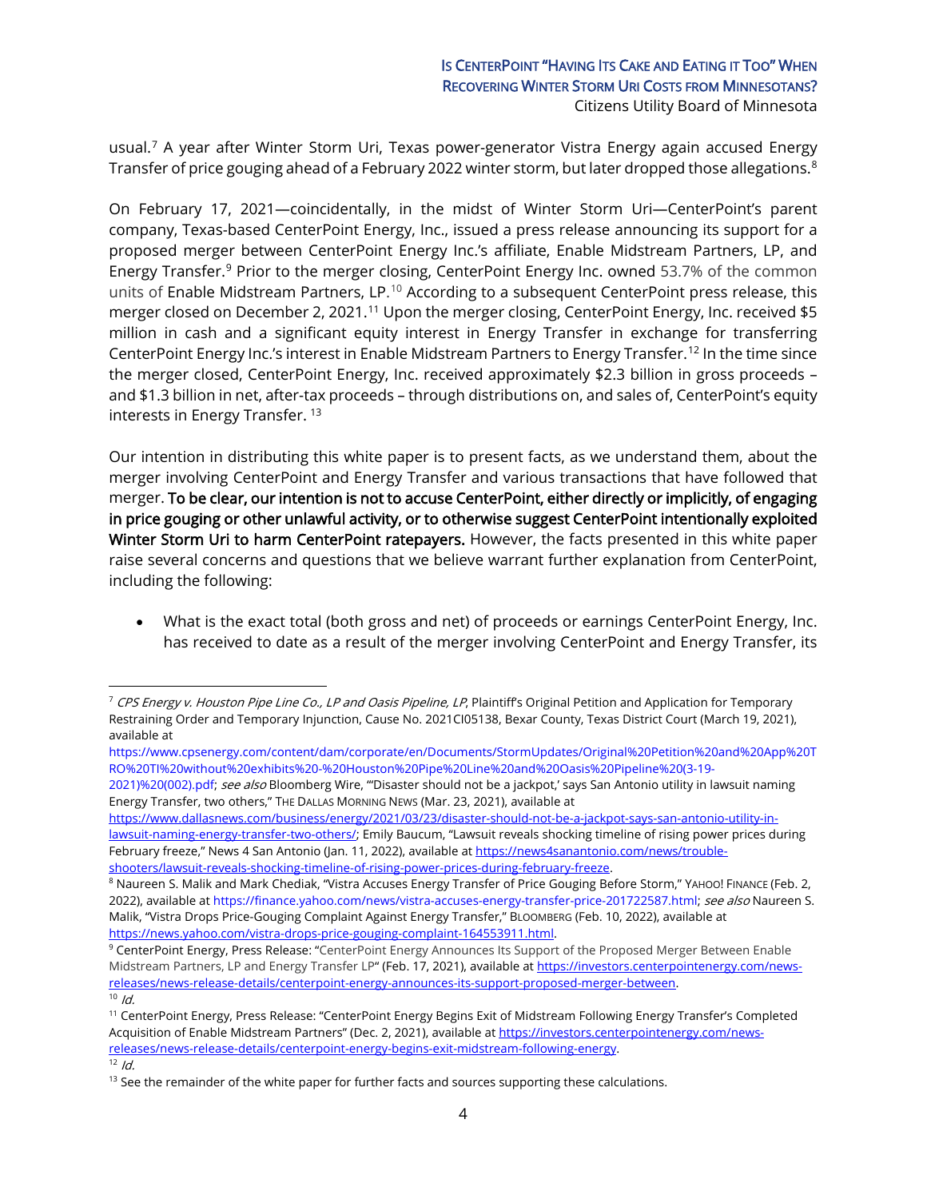usual.[7] A year after Winter Storm Uri, Texas power-generator Vistra Energy again accused Energy Transfer of price gouging ahead of a February 2022 winter storm, but later dropped those allegations.[8]

On February 17, 2021—coincidentally, in the midst of Winter Storm Uri—CenterPoint's parent company, Texas-based CenterPoint Energy, Inc., issued a press release announcing its support for a proposed merger between CenterPoint Energy Inc.'s affiliate, Enable Midstream Partners, LP, and Energy Transfer.[9] Prior to the merger closing, CenterPoint Energy Inc. owned 53.7% of the common units of Enable Midstream Partners, LP.[10] According to a subsequent CenterPoint press release, this merger closed on December 2, 2021.[11] Upon the merger closing, CenterPoint Energy, Inc. received $5 million in cash and a significant equity interest in Energy Transfer in exchange for transferring CenterPoint Energy Inc.'s interest in Enable Midstream Partners to Energy Transfer.[12] In the time since the merger closed, CenterPoint Energy, Inc. received approximately $2.3 billion in gross proceeds – and $1.3 billion in net, after-tax proceeds – through distributions on, and sales of, CenterPoint's equity interests in Energy Transfer. [13]

Our intention in distributing this white paper is to present facts, as we understand them, about the merger involving CenterPoint and Energy Transfer and various transactions that have followed that merger. **To be clear, our intention is not to accuse CenterPoint, either directly or implicitly, of engaging in price gouging or other unlawful activity, or to otherwise suggest CenterPoint intentionally exploited Winter Storm Uri to harm CenterPoint ratepayers.** However, the facts presented in this white paper raise several concerns and questions that we believe warrant further explanation from CenterPoint, including the following:

- What is the exact total (both gross and net) of proceeds or earnings CenterPoint Energy, Inc. has received to date as a result of the merger involving CenterPoint and Energy Transfer, its

---

[7] *CPS Energy v. Houston Pipe Line Co., LP and Oasis Pipeline, LP*, Plaintiff's Original Petition and Application for Temporary Restraining Order and Temporary Injunction, Cause No. 2021CI05138, Bexar County, Texas District Court (March 19, 2021), available at https://www.cpsenergy.com/content/dam/corporate/en/Documents/StormUpdates/Original%20Petition%20and%20App%20TRO%20TI%20without%20exhibits%20-%20Houston%20Pipe%20Line%20and%20Oasis%20Pipeline%20(3-19-2021)%20(002).pdf; *see also* Bloomberg Wire, "'Disaster should not be a jackpot,' says San Antonio utility in lawsuit naming Energy Transfer, two others," THE DALLAS MORNING NEWS (Mar. 23, 2021), available at https://www.dallasnews.com/business/energy/2021/03/23/disaster-should-not-be-a-jackpot-says-san-antonio-utility-in-lawsuit-naming-energy-transfer-two-others/; Emily Baucum, "Lawsuit reveals shocking timeline of rising power prices during February freeze," News 4 San Antonio (Jan. 11, 2022), available at https://news4sanantonio.com/news/trouble-shooters/lawsuit-reveals-shocking-timeline-of-rising-power-prices-during-february-freeze.

[8] Naureen S. Malik and Mark Chediak, "Vistra Accuses Energy Transfer of Price Gouging Before Storm," YAHOO! FINANCE (Feb. 2, 2022), available at https://finance.yahoo.com/news/vistra-accuses-energy-transfer-price-201722587.html; *see also* Naureen S. Malik, "Vistra Drops Price-Gouging Complaint Against Energy Transfer," BLOOMBERG (Feb. 10, 2022), available at https://news.yahoo.com/vistra-drops-price-gouging-complaint-164553911.html.

[9] CenterPoint Energy, Press Release: "CenterPoint Energy Announces Its Support of the Proposed Merger Between Enable Midstream Partners, LP and Energy Transfer LP" (Feb. 17, 2021), available at https://investors.centerpointenergy.com/news-releases/news-release-details/centerpoint-energy-announces-its-support-proposed-merger-between.

[10] *Id.*

[11] CenterPoint Energy, Press Release: "CenterPoint Energy Begins Exit of Midstream Following Energy Transfer's Completed Acquisition of Enable Midstream Partners" (Dec. 2, 2021), available at https://investors.centerpointenergy.com/news-releases/news-release-details/centerpoint-energy-begins-exit-midstream-following-energy.

[12] *Id.*

[13] See the remainder of the white paper for further facts and sources supporting these calculations.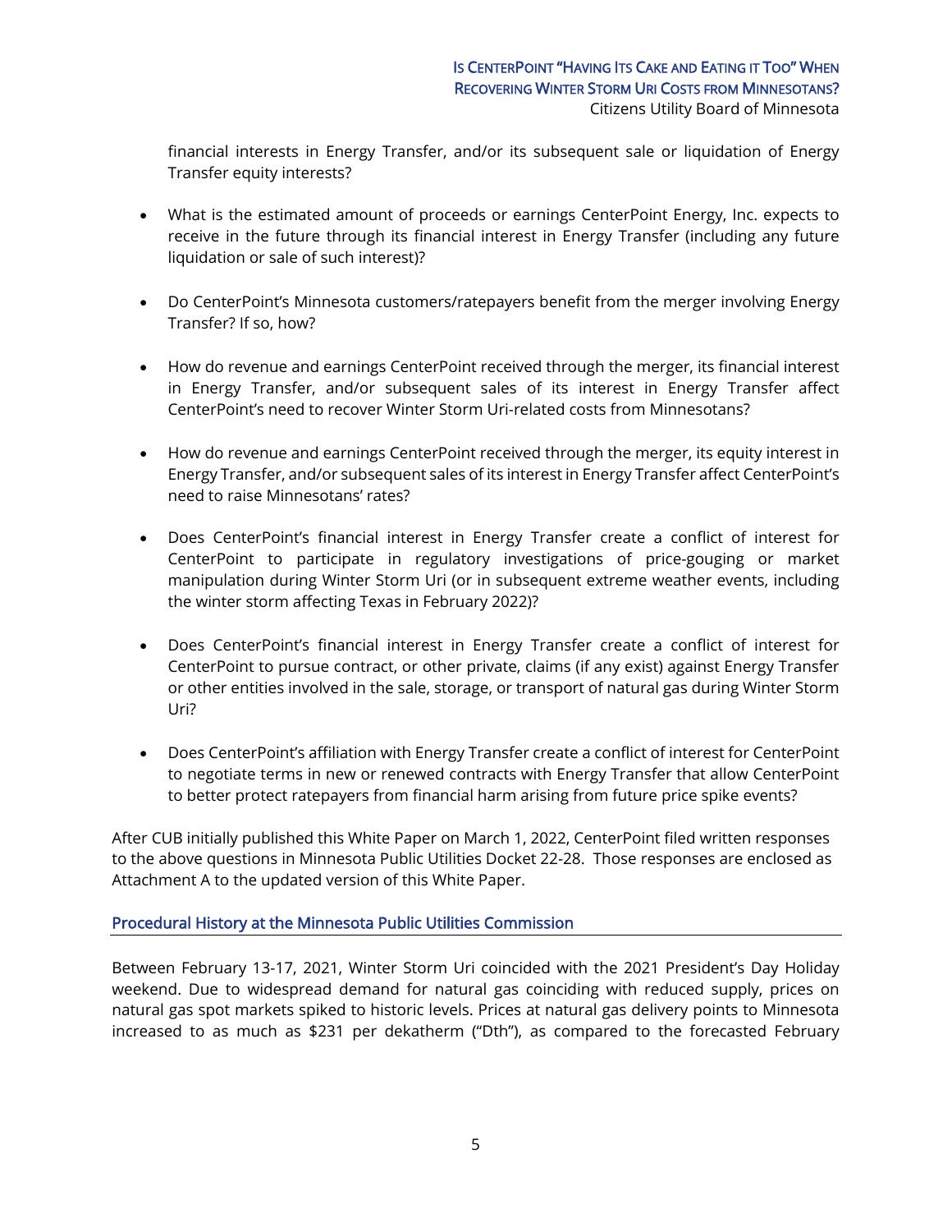financial interests in Energy Transfer, and/or its subsequent sale or liquidation of Energy Transfer equity interests?

- What is the estimated amount of proceeds or earnings CenterPoint Energy, Inc. expects to receive in the future through its financial interest in Energy Transfer (including any future liquidation or sale of such interest)?

- Do CenterPoint's Minnesota customers/ratepayers benefit from the merger involving Energy Transfer? If so, how?

- How do revenue and earnings CenterPoint received through the merger, its financial interest in Energy Transfer, and/or subsequent sales of its interest in Energy Transfer affect CenterPoint's need to recover Winter Storm Uri-related costs from Minnesotans?

- How do revenue and earnings CenterPoint received through the merger, its equity interest in Energy Transfer, and/or subsequent sales of its interest in Energy Transfer affect CenterPoint's need to raise Minnesotans' rates?

- Does CenterPoint's financial interest in Energy Transfer create a conflict of interest for CenterPoint to participate in regulatory investigations of price-gouging or market manipulation during Winter Storm Uri (or in subsequent extreme weather events, including the winter storm affecting Texas in February 2022)?

- Does CenterPoint's financial interest in Energy Transfer create a conflict of interest for CenterPoint to pursue contract, or other private, claims (if any exist) against Energy Transfer or other entities involved in the sale, storage, or transport of natural gas during Winter Storm Uri?

- Does CenterPoint's affiliation with Energy Transfer create a conflict of interest for CenterPoint to negotiate terms in new or renewed contracts with Energy Transfer that allow CenterPoint to better protect ratepayers from financial harm arising from future price spike events?

After CUB initially published this White Paper on March 1, 2022, CenterPoint filed written responses to the above questions in Minnesota Public Utilities Docket 22-28. Those responses are enclosed as Attachment A to the updated version of this White Paper.

## Procedural History at the Minnesota Public Utilities Commission

Between February 13-17, 2021, Winter Storm Uri coincided with the 2021 President's Day Holiday weekend. Due to widespread demand for natural gas coinciding with reduced supply, prices on natural gas spot markets spiked to historic levels. Prices at natural gas delivery points to Minnesota increased to as much as $231 per dekatherm ("Dth"), as compared to the forecasted February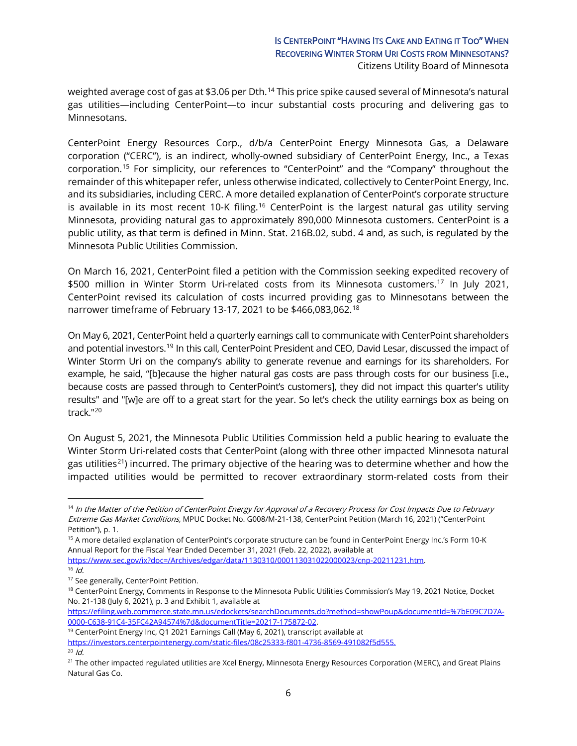weighted average cost of gas at $3.06 per Dth.[14] This price spike caused several of Minnesota's natural gas utilities—including CenterPoint—to incur substantial costs procuring and delivering gas to Minnesotans.

CenterPoint Energy Resources Corp., d/b/a CenterPoint Energy Minnesota Gas, a Delaware corporation ("CERC"), is an indirect, wholly-owned subsidiary of CenterPoint Energy, Inc., a Texas corporation.[15] For simplicity, our references to "CenterPoint" and the "Company" throughout the remainder of this whitepaper refer, unless otherwise indicated, collectively to CenterPoint Energy, Inc. and its subsidiaries, including CERC. A more detailed explanation of CenterPoint's corporate structure is available in its most recent 10-K filing.[16] CenterPoint is the largest natural gas utility serving Minnesota, providing natural gas to approximately 890,000 Minnesota customers. CenterPoint is a public utility, as that term is defined in Minn. Stat. 216B.02, subd. 4 and, as such, is regulated by the Minnesota Public Utilities Commission.

On March 16, 2021, CenterPoint filed a petition with the Commission seeking expedited recovery of $500 million in Winter Storm Uri-related costs from its Minnesota customers.[17] In July 2021, CenterPoint revised its calculation of costs incurred providing gas to Minnesotans between the narrower timeframe of February 13-17, 2021 to be $466,083,062.[18]

On May 6, 2021, CenterPoint held a quarterly earnings call to communicate with CenterPoint shareholders and potential investors.[19] In this call, CenterPoint President and CEO, David Lesar, discussed the impact of Winter Storm Uri on the company's ability to generate revenue and earnings for its shareholders. For example, he said, "[b]ecause the higher natural gas costs are pass through costs for our business [i.e., because costs are passed through to CenterPoint's customers], they did not impact this quarter's utility results" and "[w]e are off to a great start for the year. So let's check the utility earnings box as being on track."[20]

On August 5, 2021, the Minnesota Public Utilities Commission held a public hearing to evaluate the Winter Storm Uri-related costs that CenterPoint (along with three other impacted Minnesota natural gas utilities[21]) incurred. The primary objective of the hearing was to determine whether and how the impacted utilities would be permitted to recover extraordinary storm-related costs from their

---

[14] *In the Matter of the Petition of CenterPoint Energy for Approval of a Recovery Process for Cost Impacts Due to February Extreme Gas Market Conditions,* MPUC Docket No. G008/M-21-138, CenterPoint Petition (March 16, 2021) ("CenterPoint Petition"), p. 1.

[15] A more detailed explanation of CenterPoint's corporate structure can be found in CenterPoint Energy Inc.'s Form 10-K Annual Report for the Fiscal Year Ended December 31, 2021 (Feb. 22, 2022), available at https://www.sec.gov/ix?doc=/Archives/edgar/data/1130310/000113031022000023/cnp-20211231.htm.

[16] *Id.*

[17] See generally, CenterPoint Petition.

[18] CenterPoint Energy, Comments in Response to the Minnesota Public Utilities Commission's May 19, 2021 Notice, Docket No. 21-138 (July 6, 2021), p. 3 and Exhibit 1, available at https://efiling.web.commerce.state.mn.us/edockets/searchDocuments.do?method=showPoup&documentId=%7bE09C7D7A-0000-C638-91C4-35FC42A94574%7d&documentTitle=20217-175872-02.

[19] CenterPoint Energy Inc, Q1 2021 Earnings Call (May 6, 2021), transcript available at https://investors.centerpointenergy.com/static-files/08c25333-f801-4736-8569-491082f5d555.

[20] *Id.*

[21] The other impacted regulated utilities are Xcel Energy, Minnesota Energy Resources Corporation (MERC), and Great Plains Natural Gas Co.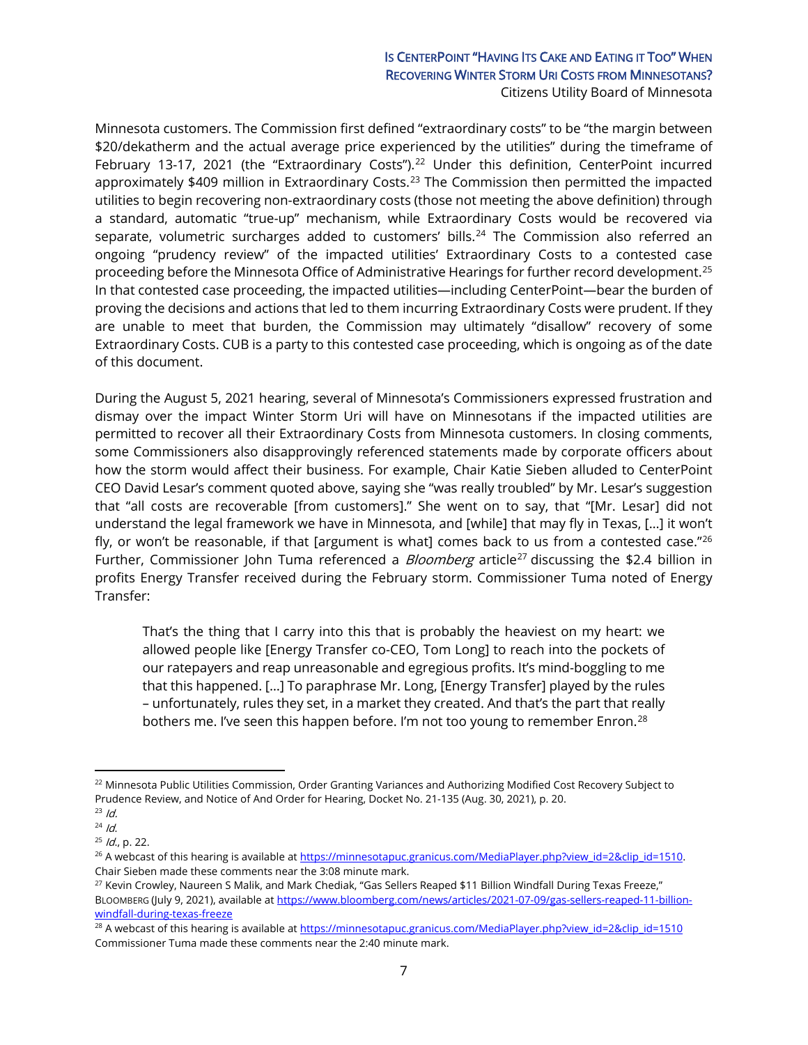Minnesota customers. The Commission first defined "extraordinary costs" to be "the margin between \$20/dekatherm and the actual average price experienced by the utilities" during the timeframe of February 13-17, 2021 (the "Extraordinary Costs").[22] Under this definition, CenterPoint incurred approximately \$409 million in Extraordinary Costs.[23] The Commission then permitted the impacted utilities to begin recovering non-extraordinary costs (those not meeting the above definition) through a standard, automatic "true-up" mechanism, while Extraordinary Costs would be recovered via separate, volumetric surcharges added to customers' bills.[24] The Commission also referred an ongoing "prudency review" of the impacted utilities' Extraordinary Costs to a contested case proceeding before the Minnesota Office of Administrative Hearings for further record development.[25] In that contested case proceeding, the impacted utilities—including CenterPoint—bear the burden of proving the decisions and actions that led to them incurring Extraordinary Costs were prudent. If they are unable to meet that burden, the Commission may ultimately "disallow" recovery of some Extraordinary Costs. CUB is a party to this contested case proceeding, which is ongoing as of the date of this document.

During the August 5, 2021 hearing, several of Minnesota's Commissioners expressed frustration and dismay over the impact Winter Storm Uri will have on Minnesotans if the impacted utilities are permitted to recover all their Extraordinary Costs from Minnesota customers. In closing comments, some Commissioners also disapprovingly referenced statements made by corporate officers about how the storm would affect their business. For example, Chair Katie Sieben alluded to CenterPoint CEO David Lesar's comment quoted above, saying she "was really troubled" by Mr. Lesar's suggestion that "all costs are recoverable [from customers]." She went on to say, that "[Mr. Lesar] did not understand the legal framework we have in Minnesota, and [while] that may fly in Texas, […] it won't fly, or won't be reasonable, if that [argument is what] comes back to us from a contested case."[26] Further, Commissioner John Tuma referenced a *Bloomberg* article[27] discussing the \$2.4 billion in profits Energy Transfer received during the February storm. Commissioner Tuma noted of Energy Transfer:

> That's the thing that I carry into this that is probably the heaviest on my heart: we allowed people like [Energy Transfer co-CEO, Tom Long] to reach into the pockets of our ratepayers and reap unreasonable and egregious profits. It's mind-boggling to me that this happened. […] To paraphrase Mr. Long, [Energy Transfer] played by the rules – unfortunately, rules they set, in a market they created. And that's the part that really bothers me. I've seen this happen before. I'm not too young to remember Enron.[28]

---

[22] Minnesota Public Utilities Commission, Order Granting Variances and Authorizing Modified Cost Recovery Subject to Prudence Review, and Notice of And Order for Hearing, Docket No. 21-135 (Aug. 30, 2021), p. 20.

[23] *Id.*

[24] *Id.*

[25] *Id.*, p. 22.

[26] A webcast of this hearing is available at https://minnesotapuc.granicus.com/MediaPlayer.php?view_id=2&clip_id=1510. Chair Sieben made these comments near the 3:08 minute mark.

[27] Kevin Crowley, Naureen S Malik, and Mark Chediak, "Gas Sellers Reaped \$11 Billion Windfall During Texas Freeze," BLOOMBERG (July 9, 2021), available at https://www.bloomberg.com/news/articles/2021-07-09/gas-sellers-reaped-11-billion-windfall-during-texas-freeze

[28] A webcast of this hearing is available at https://minnesotapuc.granicus.com/MediaPlayer.php?view_id=2&clip_id=1510 Commissioner Tuma made these comments near the 2:40 minute mark.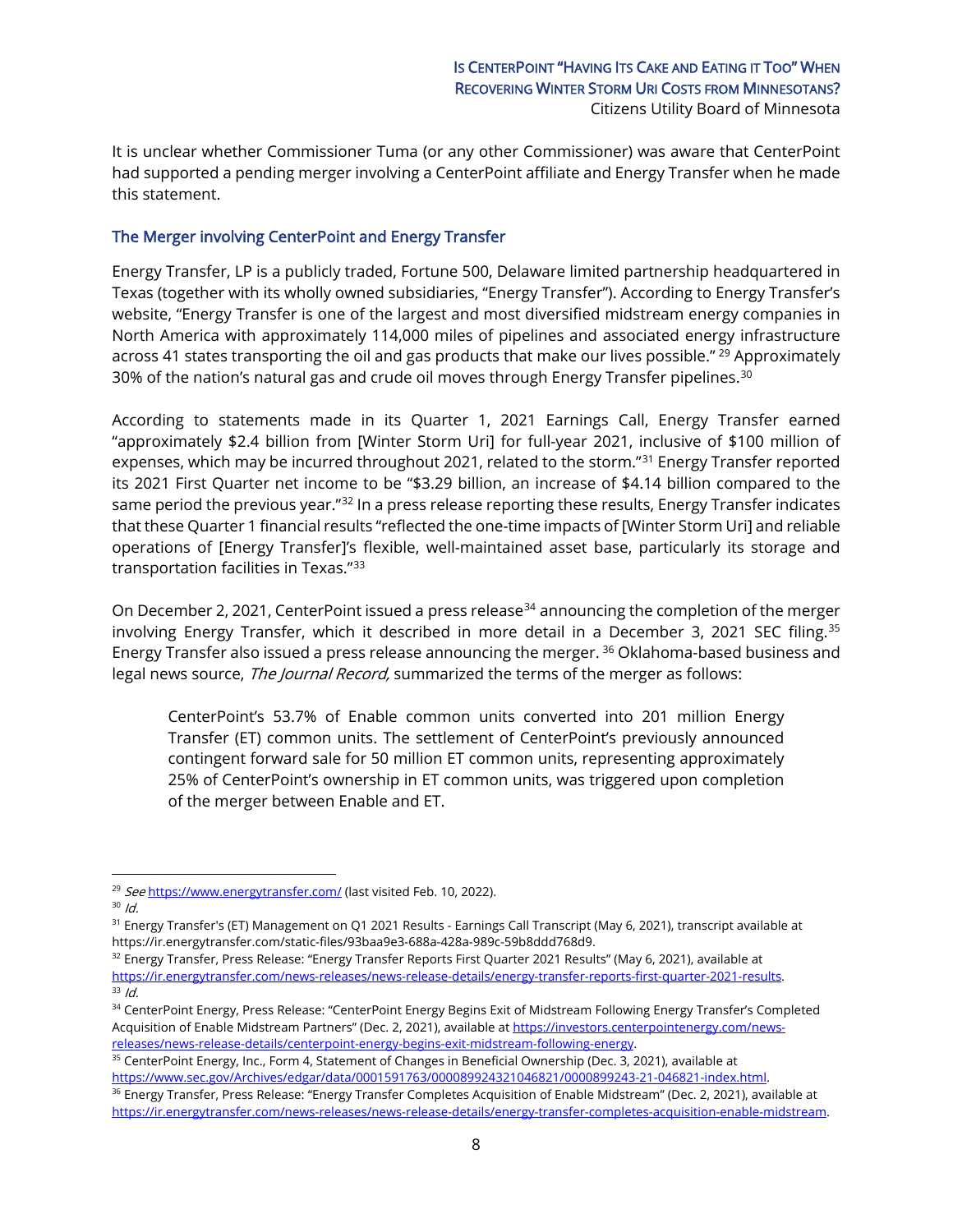It is unclear whether Commissioner Tuma (or any other Commissioner) was aware that CenterPoint had supported a pending merger involving a CenterPoint affiliate and Energy Transfer when he made this statement.

## The Merger involving CenterPoint and Energy Transfer

Energy Transfer, LP is a publicly traded, Fortune 500, Delaware limited partnership headquartered in Texas (together with its wholly owned subsidiaries, "Energy Transfer"). According to Energy Transfer's website, "Energy Transfer is one of the largest and most diversified midstream energy companies in North America with approximately 114,000 miles of pipelines and associated energy infrastructure across 41 states transporting the oil and gas products that make our lives possible." [29] Approximately 30% of the nation's natural gas and crude oil moves through Energy Transfer pipelines.[30]

According to statements made in its Quarter 1, 2021 Earnings Call, Energy Transfer earned "approximately $2.4 billion from [Winter Storm Uri] for full-year 2021, inclusive of $100 million of expenses, which may be incurred throughout 2021, related to the storm."[31] Energy Transfer reported its 2021 First Quarter net income to be "$3.29 billion, an increase of $4.14 billion compared to the same period the previous year."[32] In a press release reporting these results, Energy Transfer indicates that these Quarter 1 financial results "reflected the one-time impacts of [Winter Storm Uri] and reliable operations of [Energy Transfer]'s flexible, well-maintained asset base, particularly its storage and transportation facilities in Texas."[33]

On December 2, 2021, CenterPoint issued a press release[34] announcing the completion of the merger involving Energy Transfer, which it described in more detail in a December 3, 2021 SEC filing.[35] Energy Transfer also issued a press release announcing the merger. [36] Oklahoma-based business and legal news source, *The Journal Record,* summarized the terms of the merger as follows:

> CenterPoint's 53.7% of Enable common units converted into 201 million Energy Transfer (ET) common units. The settlement of CenterPoint's previously announced contingent forward sale for 50 million ET common units, representing approximately 25% of CenterPoint's ownership in ET common units, was triggered upon completion of the merger between Enable and ET.

---

[29] *See* https://www.energytransfer.com/ (last visited Feb. 10, 2022).

[30] *Id.*

[31] Energy Transfer's (ET) Management on Q1 2021 Results - Earnings Call Transcript (May 6, 2021), transcript available at https://ir.energytransfer.com/static-files/93baa9e3-688a-428a-989c-59b8ddd768d9.

[32] Energy Transfer, Press Release: "Energy Transfer Reports First Quarter 2021 Results" (May 6, 2021), available at https://ir.energytransfer.com/news-releases/news-release-details/energy-transfer-reports-first-quarter-2021-results.

[33] *Id.*

[34] CenterPoint Energy, Press Release: "CenterPoint Energy Begins Exit of Midstream Following Energy Transfer's Completed Acquisition of Enable Midstream Partners" (Dec. 2, 2021), available at https://investors.centerpointenergy.com/news-releases/news-release-details/centerpoint-energy-begins-exit-midstream-following-energy.

[35] CenterPoint Energy, Inc., Form 4, Statement of Changes in Beneficial Ownership (Dec. 3, 2021), available at https://www.sec.gov/Archives/edgar/data/0001591763/000089924321046821/0000899243-21-046821-index.html.

[36] Energy Transfer, Press Release: "Energy Transfer Completes Acquisition of Enable Midstream" (Dec. 2, 2021), available at https://ir.energytransfer.com/news-releases/news-release-details/energy-transfer-completes-acquisition-enable-midstream.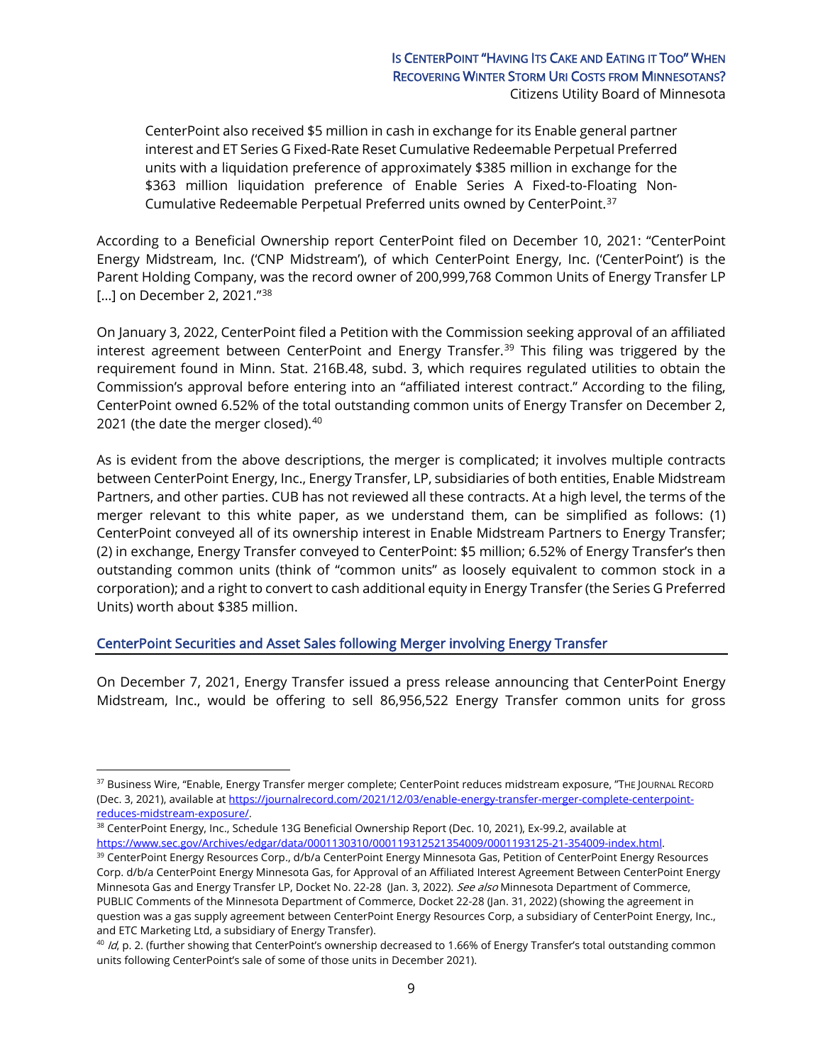> CenterPoint also received $5 million in cash in exchange for its Enable general partner interest and ET Series G Fixed-Rate Reset Cumulative Redeemable Perpetual Preferred units with a liquidation preference of approximately $385 million in exchange for the $363 million liquidation preference of Enable Series A Fixed-to-Floating Non-Cumulative Redeemable Perpetual Preferred units owned by CenterPoint.[37]

According to a Beneficial Ownership report CenterPoint filed on December 10, 2021: "CenterPoint Energy Midstream, Inc. ('CNP Midstream'), of which CenterPoint Energy, Inc. ('CenterPoint') is the Parent Holding Company, was the record owner of 200,999,768 Common Units of Energy Transfer LP [...] on December 2, 2021."[38]

On January 3, 2022, CenterPoint filed a Petition with the Commission seeking approval of an affiliated interest agreement between CenterPoint and Energy Transfer.[39] This filing was triggered by the requirement found in Minn. Stat. 216B.48, subd. 3, which requires regulated utilities to obtain the Commission's approval before entering into an "affiliated interest contract." According to the filing, CenterPoint owned 6.52% of the total outstanding common units of Energy Transfer on December 2, 2021 (the date the merger closed).[40]

As is evident from the above descriptions, the merger is complicated; it involves multiple contracts between CenterPoint Energy, Inc., Energy Transfer, LP, subsidiaries of both entities, Enable Midstream Partners, and other parties. CUB has not reviewed all these contracts. At a high level, the terms of the merger relevant to this white paper, as we understand them, can be simplified as follows: (1) CenterPoint conveyed all of its ownership interest in Enable Midstream Partners to Energy Transfer; (2) in exchange, Energy Transfer conveyed to CenterPoint: $5 million; 6.52% of Energy Transfer's then outstanding common units (think of "common units" as loosely equivalent to common stock in a corporation); and a right to convert to cash additional equity in Energy Transfer (the Series G Preferred Units) worth about $385 million.

## CenterPoint Securities and Asset Sales following Merger involving Energy Transfer

On December 7, 2021, Energy Transfer issued a press release announcing that CenterPoint Energy Midstream, Inc., would be offering to sell 86,956,522 Energy Transfer common units for gross

---

[37] Business Wire, "Enable, Energy Transfer merger complete; CenterPoint reduces midstream exposure, "THE JOURNAL RECORD (Dec. 3, 2021), available at https://journalrecord.com/2021/12/03/enable-energy-transfer-merger-complete-centerpoint-reduces-midstream-exposure/.

[38] CenterPoint Energy, Inc., Schedule 13G Beneficial Ownership Report (Dec. 10, 2021), Ex-99.2, available at https://www.sec.gov/Archives/edgar/data/0001130310/000119312521354009/0001193125-21-354009-index.html.

[39] CenterPoint Energy Resources Corp., d/b/a CenterPoint Energy Minnesota Gas, Petition of CenterPoint Energy Resources Corp. d/b/a CenterPoint Energy Minnesota Gas, for Approval of an Affiliated Interest Agreement Between CenterPoint Energy Minnesota Gas and Energy Transfer LP, Docket No. 22-28 (Jan. 3, 2022). *See also* Minnesota Department of Commerce, PUBLIC Comments of the Minnesota Department of Commerce, Docket 22-28 (Jan. 31, 2022) (showing the agreement in question was a gas supply agreement between CenterPoint Energy Resources Corp, a subsidiary of CenterPoint Energy, Inc., and ETC Marketing Ltd, a subsidiary of Energy Transfer).

[40] *Id*, p. 2. (further showing that CenterPoint's ownership decreased to 1.66% of Energy Transfer's total outstanding common units following CenterPoint's sale of some of those units in December 2021).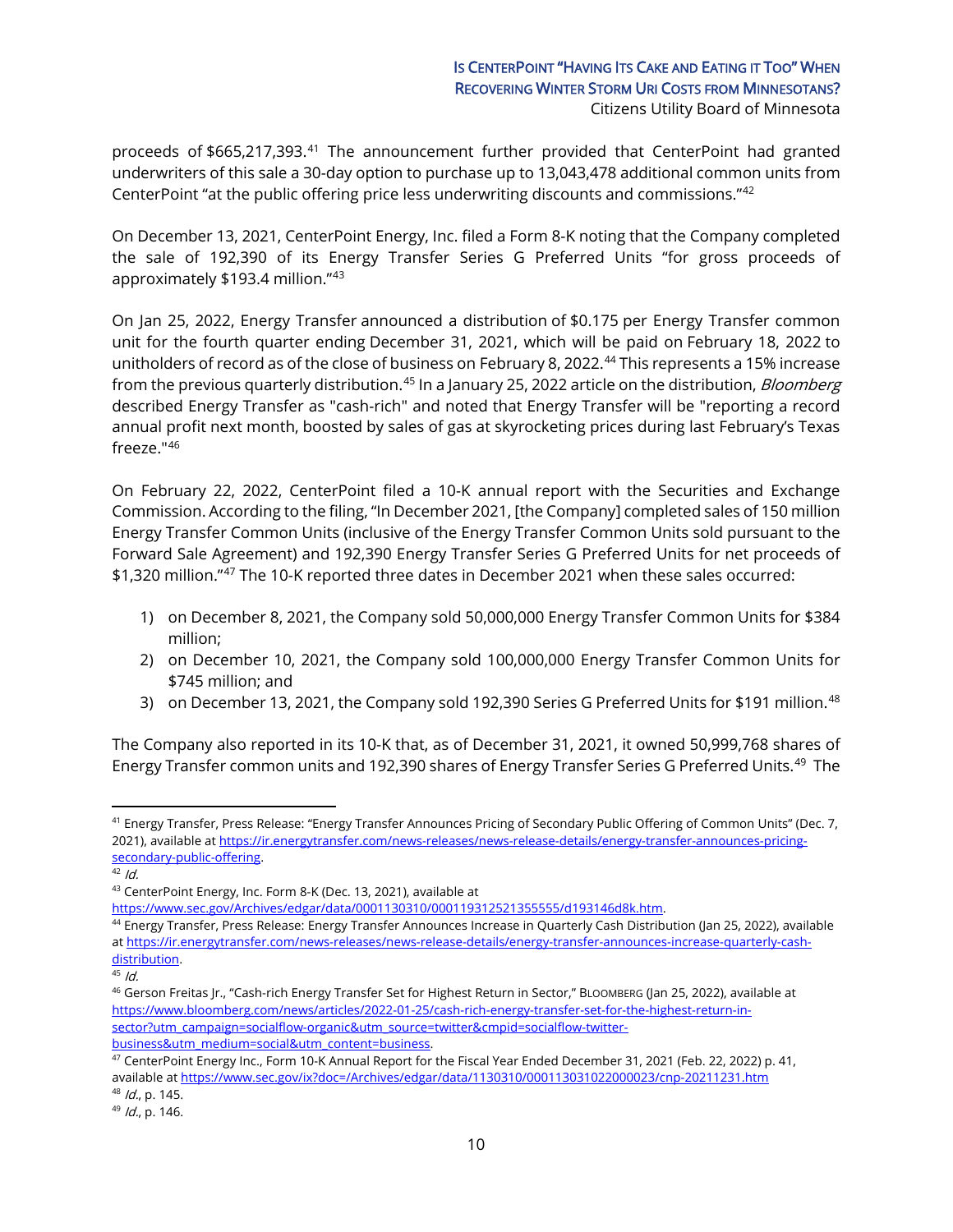proceeds of $665,217,393.[41] The announcement further provided that CenterPoint had granted underwriters of this sale a 30-day option to purchase up to 13,043,478 additional common units from CenterPoint "at the public offering price less underwriting discounts and commissions."[42]

On December 13, 2021, CenterPoint Energy, Inc. filed a Form 8-K noting that the Company completed the sale of 192,390 of its Energy Transfer Series G Preferred Units "for gross proceeds of approximately $193.4 million."[43]

On Jan 25, 2022, Energy Transfer announced a distribution of $0.175 per Energy Transfer common unit for the fourth quarter ending December 31, 2021, which will be paid on February 18, 2022 to unitholders of record as of the close of business on February 8, 2022.[44] This represents a 15% increase from the previous quarterly distribution.[45] In a January 25, 2022 article on the distribution, *Bloomberg* described Energy Transfer as "cash-rich" and noted that Energy Transfer will be "reporting a record annual profit next month, boosted by sales of gas at skyrocketing prices during last February's Texas freeze."[46]

On February 22, 2022, CenterPoint filed a 10-K annual report with the Securities and Exchange Commission. According to the filing, "In December 2021, [the Company] completed sales of 150 million Energy Transfer Common Units (inclusive of the Energy Transfer Common Units sold pursuant to the Forward Sale Agreement) and 192,390 Energy Transfer Series G Preferred Units for net proceeds of $1,320 million."[47] The 10-K reported three dates in December 2021 when these sales occurred:

1) on December 8, 2021, the Company sold 50,000,000 Energy Transfer Common Units for $384 million;
2) on December 10, 2021, the Company sold 100,000,000 Energy Transfer Common Units for $745 million; and
3) on December 13, 2021, the Company sold 192,390 Series G Preferred Units for $191 million.[48]

The Company also reported in its 10-K that, as of December 31, 2021, it owned 50,999,768 shares of Energy Transfer common units and 192,390 shares of Energy Transfer Series G Preferred Units.[49] The

---

[41] Energy Transfer, Press Release: "Energy Transfer Announces Pricing of Secondary Public Offering of Common Units" (Dec. 7, 2021), available at https://ir.energytransfer.com/news-releases/news-release-details/energy-transfer-announces-pricing-secondary-public-offering.

[42] *Id.*

[43] CenterPoint Energy, Inc. Form 8-K (Dec. 13, 2021), available at https://www.sec.gov/Archives/edgar/data/0001130310/000119312521355555/d193146d8k.htm.

[44] Energy Transfer, Press Release: Energy Transfer Announces Increase in Quarterly Cash Distribution (Jan 25, 2022), available at https://ir.energytransfer.com/news-releases/news-release-details/energy-transfer-announces-increase-quarterly-cash-distribution.

[45] *Id.*

[46] Gerson Freitas Jr., "Cash-rich Energy Transfer Set for Highest Return in Sector," BLOOMBERG (Jan 25, 2022), available at https://www.bloomberg.com/news/articles/2022-01-25/cash-rich-energy-transfer-set-for-the-highest-return-in-sector?utm_campaign=socialflow-organic&utm_source=twitter&cmpid=socialflow-twitter-business&utm_medium=social&utm_content=business.

[47] CenterPoint Energy Inc., Form 10-K Annual Report for the Fiscal Year Ended December 31, 2021 (Feb. 22, 2022) p. 41, available at https://www.sec.gov/ix?doc=/Archives/edgar/data/1130310/000113031022000023/cnp-20211231.htm

[48] *Id.*, p. 145.

[49] *Id.*, p. 146.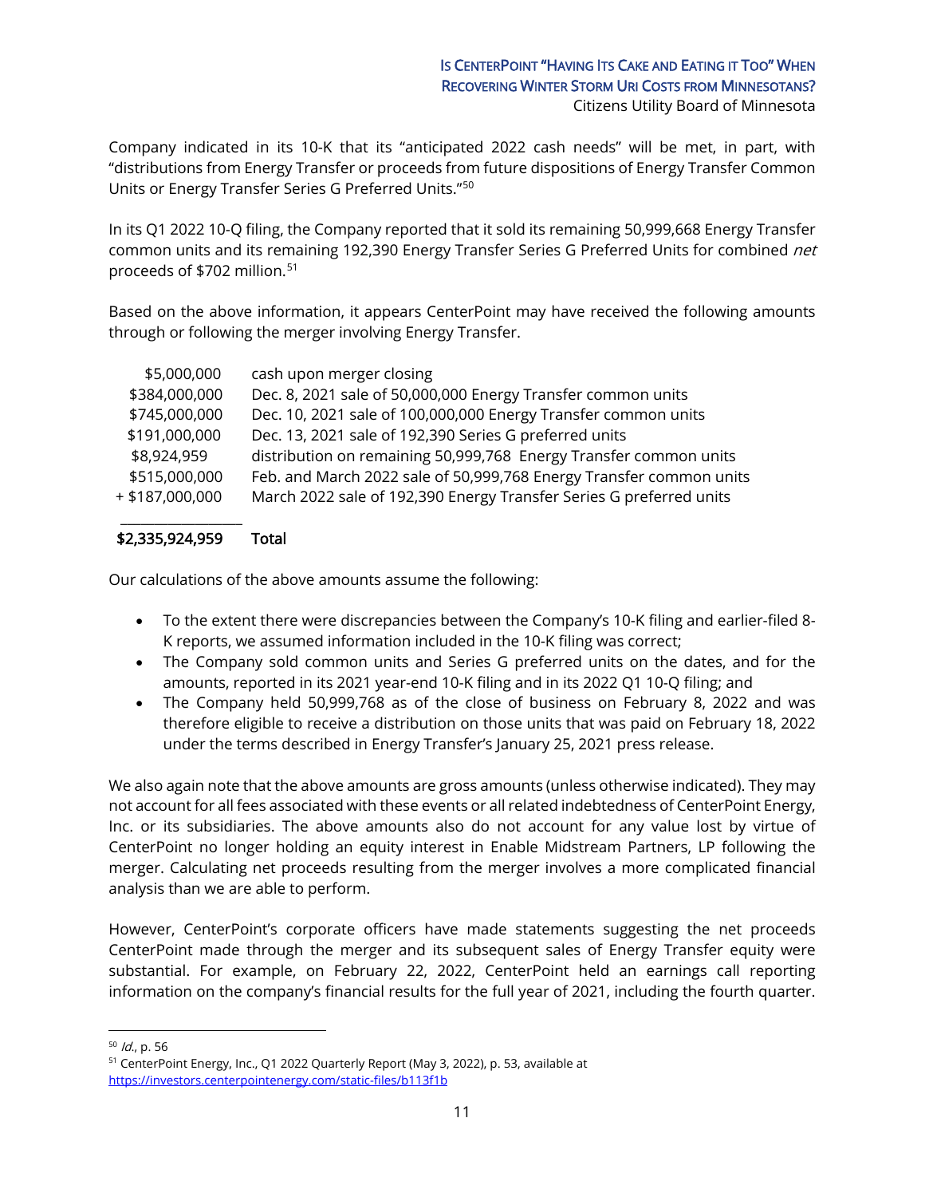Company indicated in its 10-K that its "anticipated 2022 cash needs" will be met, in part, with "distributions from Energy Transfer or proceeds from future dispositions of Energy Transfer Common Units or Energy Transfer Series G Preferred Units."[50]

In its Q1 2022 10-Q filing, the Company reported that it sold its remaining 50,999,668 Energy Transfer common units and its remaining 192,390 Energy Transfer Series G Preferred Units for combined *net* proceeds of $702 million.[51]

Based on the above information, it appears CenterPoint may have received the following amounts through or following the merger involving Energy Transfer.

| Amount | Description |
|---:|---|
| $5,000,000 | cash upon merger closing |
| $384,000,000 | Dec. 8, 2021 sale of 50,000,000 Energy Transfer common units |
| $745,000,000 | Dec. 10, 2021 sale of 100,000,000 Energy Transfer common units |
| $191,000,000 | Dec. 13, 2021 sale of 192,390 Series G preferred units |
| $8,924,959 | distribution on remaining 50,999,768 Energy Transfer common units |
| $515,000,000 | Feb. and March 2022 sale of 50,999,768 Energy Transfer common units |
| + $187,000,000 | March 2022 sale of 192,390 Energy Transfer Series G preferred units |
| **$2,335,924,959** | **Total** |

Our calculations of the above amounts assume the following:

- To the extent there were discrepancies between the Company's 10-K filing and earlier-filed 8-K reports, we assumed information included in the 10-K filing was correct;
- The Company sold common units and Series G preferred units on the dates, and for the amounts, reported in its 2021 year-end 10-K filing and in its 2022 Q1 10-Q filing; and
- The Company held 50,999,768 as of the close of business on February 8, 2022 and was therefore eligible to receive a distribution on those units that was paid on February 18, 2022 under the terms described in Energy Transfer's January 25, 2021 press release.

We also again note that the above amounts are gross amounts (unless otherwise indicated). They may not account for all fees associated with these events or all related indebtedness of CenterPoint Energy, Inc. or its subsidiaries. The above amounts also do not account for any value lost by virtue of CenterPoint no longer holding an equity interest in Enable Midstream Partners, LP following the merger. Calculating net proceeds resulting from the merger involves a more complicated financial analysis than we are able to perform.

However, CenterPoint's corporate officers have made statements suggesting the net proceeds CenterPoint made through the merger and its subsequent sales of Energy Transfer equity were substantial. For example, on February 22, 2022, CenterPoint held an earnings call reporting information on the company's financial results for the full year of 2021, including the fourth quarter.

---

[50] *Id.*, p. 56

[51] CenterPoint Energy, Inc., Q1 2022 Quarterly Report (May 3, 2022), p. 53, available at https://investors.centerpointenergy.com/static-files/b113f1b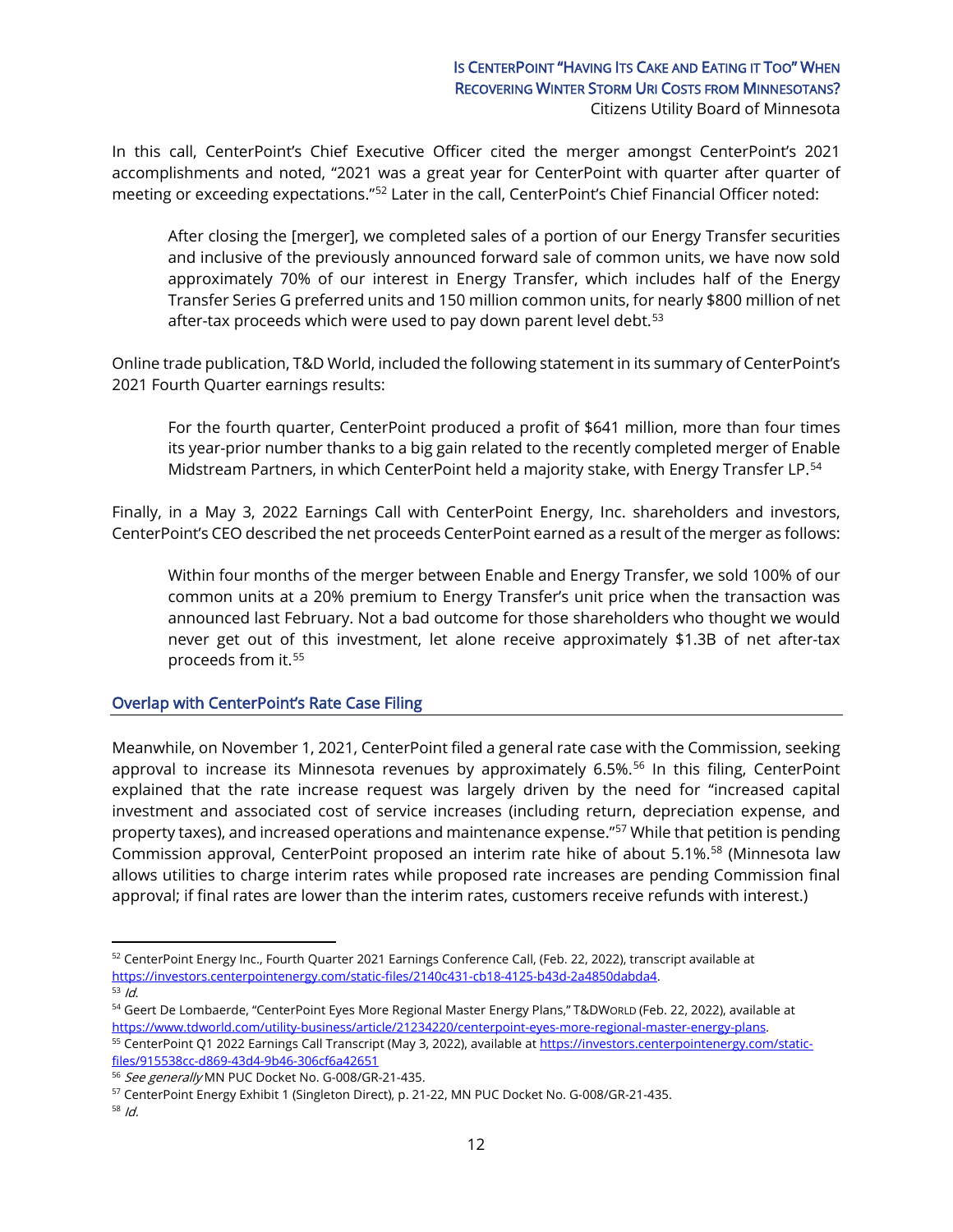In this call, CenterPoint's Chief Executive Officer cited the merger amongst CenterPoint's 2021 accomplishments and noted, "2021 was a great year for CenterPoint with quarter after quarter of meeting or exceeding expectations."[52] Later in the call, CenterPoint's Chief Financial Officer noted:

> After closing the [merger], we completed sales of a portion of our Energy Transfer securities and inclusive of the previously announced forward sale of common units, we have now sold approximately 70% of our interest in Energy Transfer, which includes half of the Energy Transfer Series G preferred units and 150 million common units, for nearly $800 million of net after-tax proceeds which were used to pay down parent level debt.[53]

Online trade publication, T&D World, included the following statement in its summary of CenterPoint's 2021 Fourth Quarter earnings results:

> For the fourth quarter, CenterPoint produced a profit of $641 million, more than four times its year-prior number thanks to a big gain related to the recently completed merger of Enable Midstream Partners, in which CenterPoint held a majority stake, with Energy Transfer LP.[54]

Finally, in a May 3, 2022 Earnings Call with CenterPoint Energy, Inc. shareholders and investors, CenterPoint's CEO described the net proceeds CenterPoint earned as a result of the merger as follows:

> Within four months of the merger between Enable and Energy Transfer, we sold 100% of our common units at a 20% premium to Energy Transfer's unit price when the transaction was announced last February. Not a bad outcome for those shareholders who thought we would never get out of this investment, let alone receive approximately $1.3B of net after-tax proceeds from it.[55]

## Overlap with CenterPoint's Rate Case Filing

Meanwhile, on November 1, 2021, CenterPoint filed a general rate case with the Commission, seeking approval to increase its Minnesota revenues by approximately 6.5%.[56] In this filing, CenterPoint explained that the rate increase request was largely driven by the need for "increased capital investment and associated cost of service increases (including return, depreciation expense, and property taxes), and increased operations and maintenance expense."[57] While that petition is pending Commission approval, CenterPoint proposed an interim rate hike of about 5.1%.[58] (Minnesota law allows utilities to charge interim rates while proposed rate increases are pending Commission final approval; if final rates are lower than the interim rates, customers receive refunds with interest.)

---

[52] CenterPoint Energy Inc., Fourth Quarter 2021 Earnings Conference Call, (Feb. 22, 2022), transcript available at https://investors.centerpointenergy.com/static-files/2140c431-cb18-4125-b43d-2a4850dabda4.

[53] *Id.*

[54] Geert De Lombaerde, "CenterPoint Eyes More Regional Master Energy Plans," T&DWORLD (Feb. 22, 2022), available at https://www.tdworld.com/utility-business/article/21234220/centerpoint-eyes-more-regional-master-energy-plans.

[55] CenterPoint Q1 2022 Earnings Call Transcript (May 3, 2022), available at https://investors.centerpointenergy.com/static-files/915538cc-d869-43d4-9b46-306cf6a42651

[56] *See generally* MN PUC Docket No. G-008/GR-21-435.

[57] CenterPoint Energy Exhibit 1 (Singleton Direct), p. 21-22, MN PUC Docket No. G-008/GR-21-435.

[58] *Id.*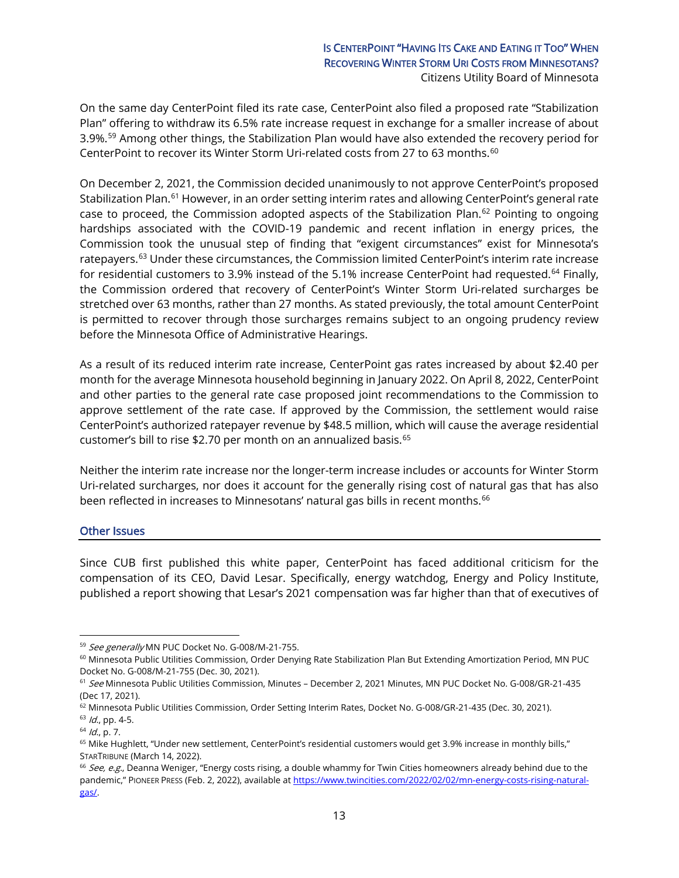On the same day CenterPoint filed its rate case, CenterPoint also filed a proposed rate "Stabilization Plan" offering to withdraw its 6.5% rate increase request in exchange for a smaller increase of about 3.9%.[59] Among other things, the Stabilization Plan would have also extended the recovery period for CenterPoint to recover its Winter Storm Uri-related costs from 27 to 63 months.[60]

On December 2, 2021, the Commission decided unanimously to not approve CenterPoint's proposed Stabilization Plan.[61] However, in an order setting interim rates and allowing CenterPoint's general rate case to proceed, the Commission adopted aspects of the Stabilization Plan.[62] Pointing to ongoing hardships associated with the COVID-19 pandemic and recent inflation in energy prices, the Commission took the unusual step of finding that "exigent circumstances" exist for Minnesota's ratepayers.[63] Under these circumstances, the Commission limited CenterPoint's interim rate increase for residential customers to 3.9% instead of the 5.1% increase CenterPoint had requested.[64] Finally, the Commission ordered that recovery of CenterPoint's Winter Storm Uri-related surcharges be stretched over 63 months, rather than 27 months. As stated previously, the total amount CenterPoint is permitted to recover through those surcharges remains subject to an ongoing prudency review before the Minnesota Office of Administrative Hearings.

As a result of its reduced interim rate increase, CenterPoint gas rates increased by about $2.40 per month for the average Minnesota household beginning in January 2022. On April 8, 2022, CenterPoint and other parties to the general rate case proposed joint recommendations to the Commission to approve settlement of the rate case. If approved by the Commission, the settlement would raise CenterPoint's authorized ratepayer revenue by $48.5 million, which will cause the average residential customer's bill to rise $2.70 per month on an annualized basis.[65]

Neither the interim rate increase nor the longer-term increase includes or accounts for Winter Storm Uri-related surcharges, nor does it account for the generally rising cost of natural gas that has also been reflected in increases to Minnesotans' natural gas bills in recent months.[66]

## Other Issues

Since CUB first published this white paper, CenterPoint has faced additional criticism for the compensation of its CEO, David Lesar. Specifically, energy watchdog, Energy and Policy Institute, published a report showing that Lesar's 2021 compensation was far higher than that of executives of

---

[59] *See generally* MN PUC Docket No. G-008/M-21-755.

[60] Minnesota Public Utilities Commission, Order Denying Rate Stabilization Plan But Extending Amortization Period, MN PUC Docket No. G-008/M-21-755 (Dec. 30, 2021).

[61] *See* Minnesota Public Utilities Commission, Minutes – December 2, 2021 Minutes, MN PUC Docket No. G-008/GR-21-435 (Dec 17, 2021).

[62] Minnesota Public Utilities Commission, Order Setting Interim Rates, Docket No. G-008/GR-21-435 (Dec. 30, 2021).

[63] *Id.*, pp. 4-5.

[64] *Id.*, p. 7.

[65] Mike Hughlett, "Under new settlement, CenterPoint's residential customers would get 3.9% increase in monthly bills," STARTRIBUNE (March 14, 2022).

[66] *See, e.g.*, Deanna Weniger, "Energy costs rising, a double whammy for Twin Cities homeowners already behind due to the pandemic," PIONEER PRESS (Feb. 2, 2022), available at https://www.twincities.com/2022/02/02/mn-energy-costs-rising-natural-gas/.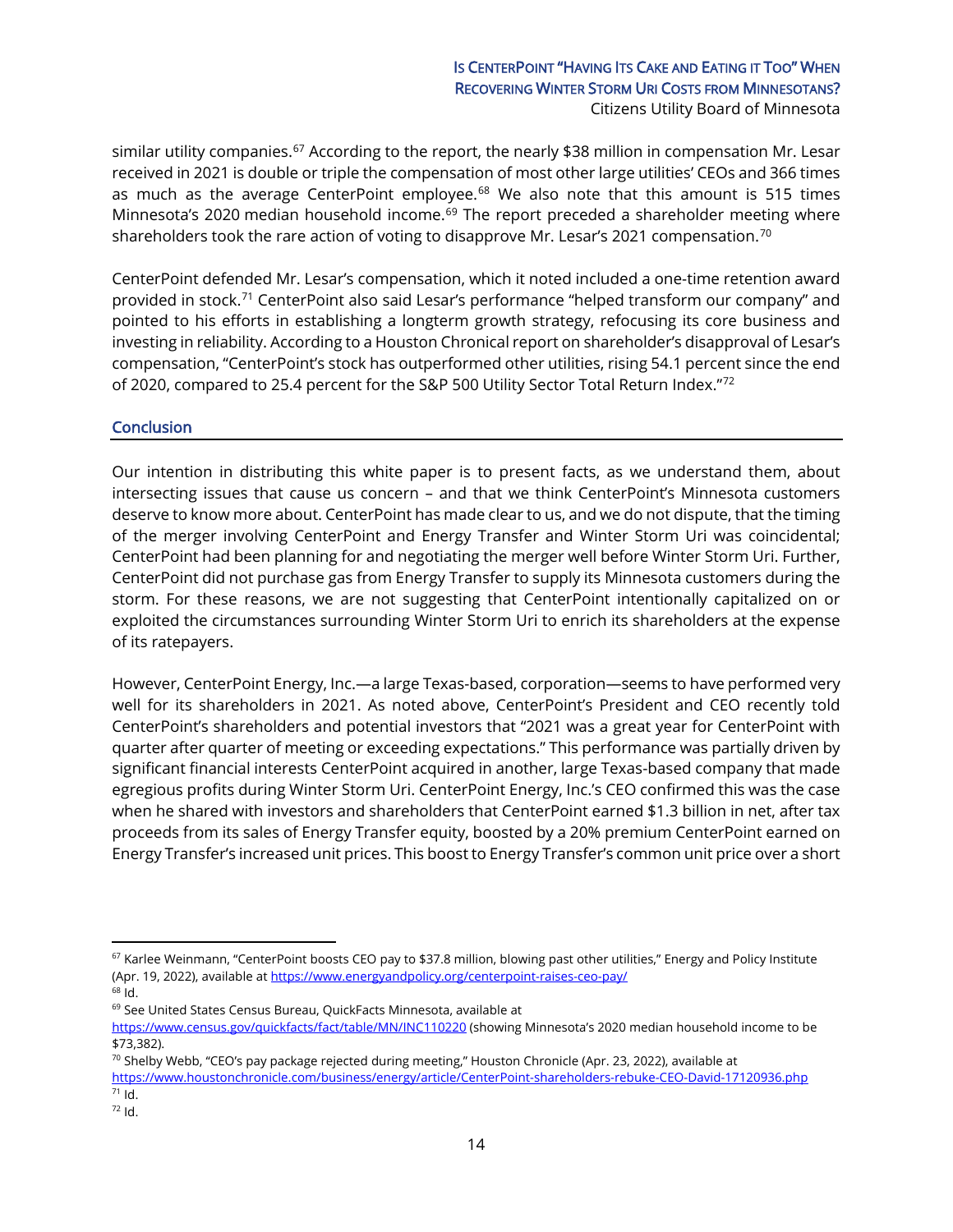similar utility companies.[67] According to the report, the nearly $38 million in compensation Mr. Lesar received in 2021 is double or triple the compensation of most other large utilities' CEOs and 366 times as much as the average CenterPoint employee.[68] We also note that this amount is 515 times Minnesota's 2020 median household income.[69] The report preceded a shareholder meeting where shareholders took the rare action of voting to disapprove Mr. Lesar's 2021 compensation.[70]

CenterPoint defended Mr. Lesar's compensation, which it noted included a one-time retention award provided in stock.[71] CenterPoint also said Lesar's performance "helped transform our company" and pointed to his efforts in establishing a longterm growth strategy, refocusing its core business and investing in reliability. According to a Houston Chronical report on shareholder's disapproval of Lesar's compensation, "CenterPoint's stock has outperformed other utilities, rising 54.1 percent since the end of 2020, compared to 25.4 percent for the S&P 500 Utility Sector Total Return Index."[72]

## Conclusion

Our intention in distributing this white paper is to present facts, as we understand them, about intersecting issues that cause us concern – and that we think CenterPoint's Minnesota customers deserve to know more about. CenterPoint has made clear to us, and we do not dispute, that the timing of the merger involving CenterPoint and Energy Transfer and Winter Storm Uri was coincidental; CenterPoint had been planning for and negotiating the merger well before Winter Storm Uri. Further, CenterPoint did not purchase gas from Energy Transfer to supply its Minnesota customers during the storm. For these reasons, we are not suggesting that CenterPoint intentionally capitalized on or exploited the circumstances surrounding Winter Storm Uri to enrich its shareholders at the expense of its ratepayers.

However, CenterPoint Energy, Inc.—a large Texas-based, corporation—seems to have performed very well for its shareholders in 2021. As noted above, CenterPoint's President and CEO recently told CenterPoint's shareholders and potential investors that "2021 was a great year for CenterPoint with quarter after quarter of meeting or exceeding expectations." This performance was partially driven by significant financial interests CenterPoint acquired in another, large Texas-based company that made egregious profits during Winter Storm Uri. CenterPoint Energy, Inc.'s CEO confirmed this was the case when he shared with investors and shareholders that CenterPoint earned $1.3 billion in net, after tax proceeds from its sales of Energy Transfer equity, boosted by a 20% premium CenterPoint earned on Energy Transfer's increased unit prices. This boost to Energy Transfer's common unit price over a short

---

[67] Karlee Weinmann, "CenterPoint boosts CEO pay to $37.8 million, blowing past other utilities," Energy and Policy Institute (Apr. 19, 2022), available at https://www.energyandpolicy.org/centerpoint-raises-ceo-pay/

[68] Id.

[69] See United States Census Bureau, QuickFacts Minnesota, available at https://www.census.gov/quickfacts/fact/table/MN/INC110220 (showing Minnesota's 2020 median household income to be $73,382).

[70] Shelby Webb, "CEO's pay package rejected during meeting," Houston Chronicle (Apr. 23, 2022), available at https://www.houstonchronicle.com/business/energy/article/CenterPoint-shareholders-rebuke-CEO-David-17120936.php

[71] Id.

[72] Id.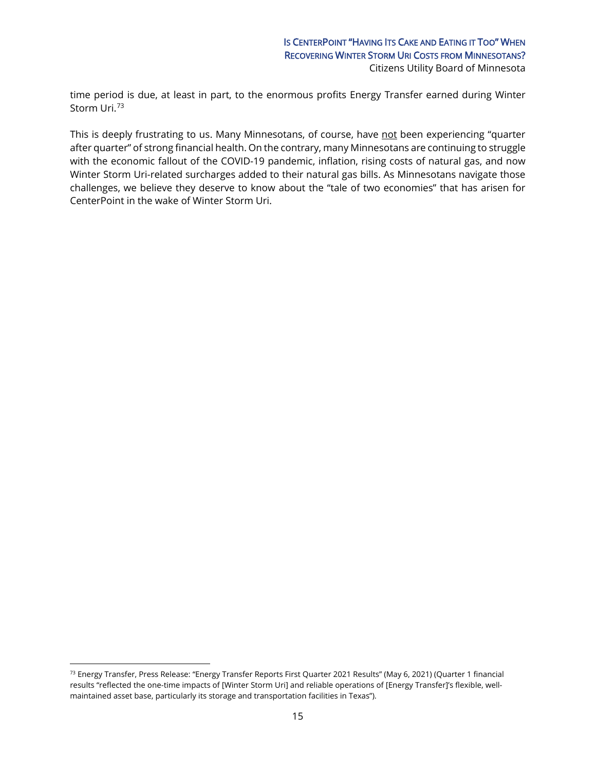time period is due, at least in part, to the enormous profits Energy Transfer earned during Winter Storm Uri.[73]

This is deeply frustrating to us. Many Minnesotans, of course, have <u>not</u> been experiencing "quarter after quarter" of strong financial health. On the contrary, many Minnesotans are continuing to struggle with the economic fallout of the COVID-19 pandemic, inflation, rising costs of natural gas, and now Winter Storm Uri-related surcharges added to their natural gas bills. As Minnesotans navigate those challenges, we believe they deserve to know about the "tale of two economies" that has arisen for CenterPoint in the wake of Winter Storm Uri.

[73] Energy Transfer, Press Release: "Energy Transfer Reports First Quarter 2021 Results" (May 6, 2021) (Quarter 1 financial results "reflected the one-time impacts of [Winter Storm Uri] and reliable operations of [Energy Transfer]'s flexible, well-maintained asset base, particularly its storage and transportation facilities in Texas").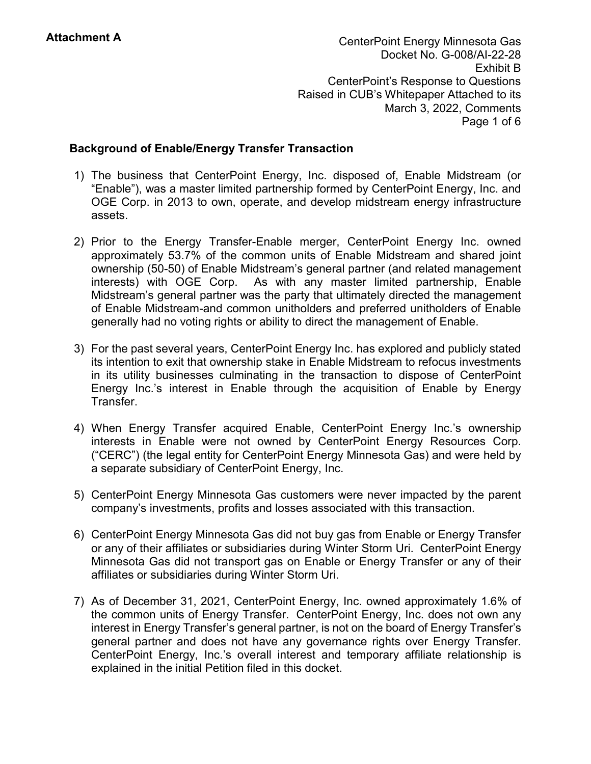**Attachment A**

CenterPoint Energy Minnesota Gas
Docket No. G-008/AI-22-28
Exhibit B
CenterPoint's Response to Questions
Raised in CUB's Whitepaper Attached to its
March 3, 2022, Comments

## Background of Enable/Energy Transfer Transaction

1) The business that CenterPoint Energy, Inc. disposed of, Enable Midstream (or "Enable"), was a master limited partnership formed by CenterPoint Energy, Inc. and OGE Corp. in 2013 to own, operate, and develop midstream energy infrastructure assets.

2) Prior to the Energy Transfer-Enable merger, CenterPoint Energy Inc. owned approximately 53.7% of the common units of Enable Midstream and shared joint ownership (50-50) of Enable Midstream's general partner (and related management interests) with OGE Corp. As with any master limited partnership, Enable Midstream's general partner was the party that ultimately directed the management of Enable Midstream-and common unitholders and preferred unitholders of Enable generally had no voting rights or ability to direct the management of Enable.

3) For the past several years, CenterPoint Energy Inc. has explored and publicly stated its intention to exit that ownership stake in Enable Midstream to refocus investments in its utility businesses culminating in the transaction to dispose of CenterPoint Energy Inc.'s interest in Enable through the acquisition of Enable by Energy Transfer.

4) When Energy Transfer acquired Enable, CenterPoint Energy Inc.'s ownership interests in Enable were not owned by CenterPoint Energy Resources Corp. ("CERC") (the legal entity for CenterPoint Energy Minnesota Gas) and were held by a separate subsidiary of CenterPoint Energy, Inc.

5) CenterPoint Energy Minnesota Gas customers were never impacted by the parent company's investments, profits and losses associated with this transaction.

6) CenterPoint Energy Minnesota Gas did not buy gas from Enable or Energy Transfer or any of their affiliates or subsidiaries during Winter Storm Uri. CenterPoint Energy Minnesota Gas did not transport gas on Enable or Energy Transfer or any of their affiliates or subsidiaries during Winter Storm Uri.

7) As of December 31, 2021, CenterPoint Energy, Inc. owned approximately 1.6% of the common units of Energy Transfer. CenterPoint Energy, Inc. does not own any interest in Energy Transfer's general partner, is not on the board of Energy Transfer's general partner and does not have any governance rights over Energy Transfer. CenterPoint Energy, Inc.'s overall interest and temporary affiliate relationship is explained in the initial Petition filed in this docket.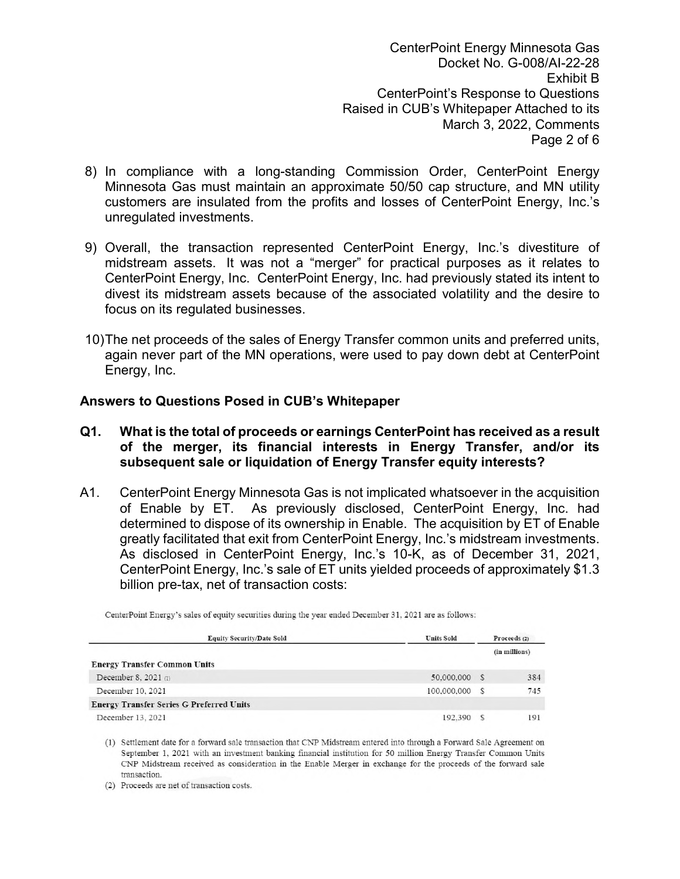8) In compliance with a long-standing Commission Order, CenterPoint Energy Minnesota Gas must maintain an approximate 50/50 cap structure, and MN utility customers are insulated from the profits and losses of CenterPoint Energy, Inc.'s unregulated investments.

9) Overall, the transaction represented CenterPoint Energy, Inc.'s divestiture of midstream assets. It was not a "merger" for practical purposes as it relates to CenterPoint Energy, Inc. CenterPoint Energy, Inc. had previously stated its intent to divest its midstream assets because of the associated volatility and the desire to focus on its regulated businesses.

10) The net proceeds of the sales of Energy Transfer common units and preferred units, again never part of the MN operations, were used to pay down debt at CenterPoint Energy, Inc.

### Answers to Questions Posed in CUB's Whitepaper

**Q1. What is the total of proceeds or earnings CenterPoint has received as a result of the merger, its financial interests in Energy Transfer, and/or its subsequent sale or liquidation of Energy Transfer equity interests?**

A1. CenterPoint Energy Minnesota Gas is not implicated whatsoever in the acquisition of Enable by ET. As previously disclosed, CenterPoint Energy, Inc. had determined to dispose of its ownership in Enable. The acquisition by ET of Enable greatly facilitated that exit from CenterPoint Energy, Inc.'s midstream investments. As disclosed in CenterPoint Energy, Inc.'s 10-K, as of December 31, 2021, CenterPoint Energy, Inc.'s sale of ET units yielded proceeds of approximately $1.3 billion pre-tax, net of transaction costs:

CenterPoint Energy's sales of equity securities during the year ended December 31, 2021 are as follows:

| Equity Security/Date Sold | Units Sold | Proceeds (2) |
|---|---|---|
| | | (in millions) |
| **Energy Transfer Common Units** | | |
| December 8, 2021 (1) | 50,000,000 | $ 384 |
| December 10, 2021 | 100,000,000 | $ 745 |
| **Energy Transfer Series G Preferred Units** | | |
| December 13, 2021 | 192,390 | $ 191 |

(1) Settlement date for a forward sale transaction that CNP Midstream entered into through a Forward Sale Agreement on September 1, 2021 with an investment banking financial institution for 50 million Energy Transfer Common Units CNP Midstream received as consideration in the Enable Merger in exchange for the proceeds of the forward sale transaction.

(2) Proceeds are net of transaction costs.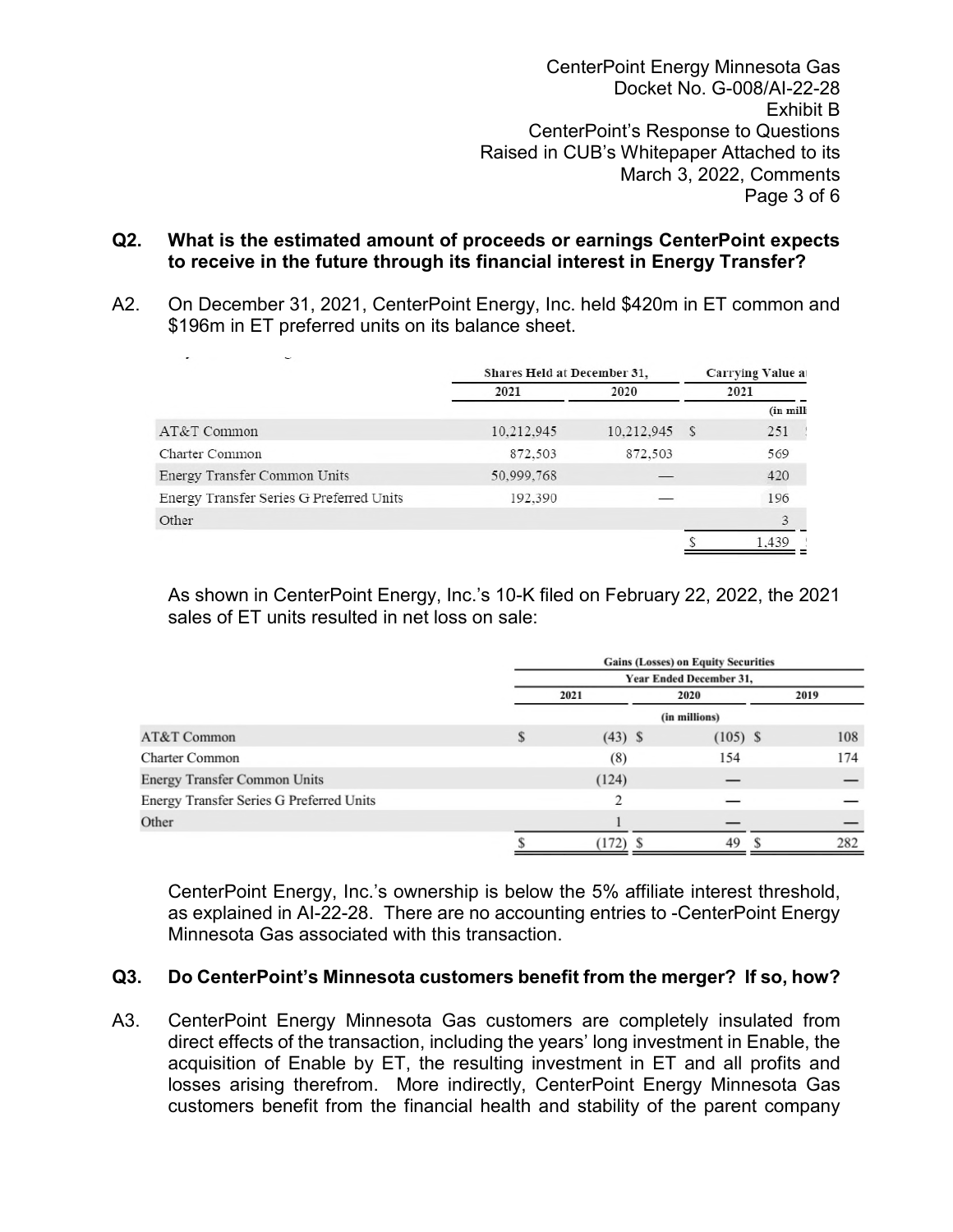**Q2. What is the estimated amount of proceeds or earnings CenterPoint expects to receive in the future through its financial interest in Energy Transfer?**

A2. On December 31, 2021, CenterPoint Energy, Inc. held $420m in ET common and $196m in ET preferred units on its balance sheet.

| | Shares Held at December 31, | | Carrying Value a |
|---|---|---|---|
| | 2021 | 2020 | 2021 |
| | | | (in mill |
| AT&T Common | 10,212,945 | 10,212,945 | $ 251 |
| Charter Common | 872,503 | 872,503 | 569 |
| Energy Transfer Common Units | 50,999,768 | — | 420 |
| Energy Transfer Series G Preferred Units | 192,390 | — | 196 |
| Other | | | 3 |
| | | | $ 1,439 |

As shown in CenterPoint Energy, Inc.'s 10-K filed on February 22, 2022, the 2021 sales of ET units resulted in net loss on sale:

| | Gains (Losses) on Equity Securities | | |
|---|---|---|---|
| | Year Ended December 31, | | |
| | 2021 | 2020 | 2019 |
| | (in millions) | | |
| AT&T Common | $ (43) | $ (105) | $ 108 |
| Charter Common | (8) | 154 | 174 |
| Energy Transfer Common Units | (124) | — | — |
| Energy Transfer Series G Preferred Units | 2 | — | — |
| Other | 1 | — | — |
| | $ (172) | $ 49 | $ 282 |

CenterPoint Energy, Inc.'s ownership is below the 5% affiliate interest threshold, as explained in AI-22-28. There are no accounting entries to -CenterPoint Energy Minnesota Gas associated with this transaction.

**Q3. Do CenterPoint's Minnesota customers benefit from the merger? If so, how?**

A3. CenterPoint Energy Minnesota Gas customers are completely insulated from direct effects of the transaction, including the years' long investment in Enable, the acquisition of Enable by ET, the resulting investment in ET and all profits and losses arising therefrom. More indirectly, CenterPoint Energy Minnesota Gas customers benefit from the financial health and stability of the parent company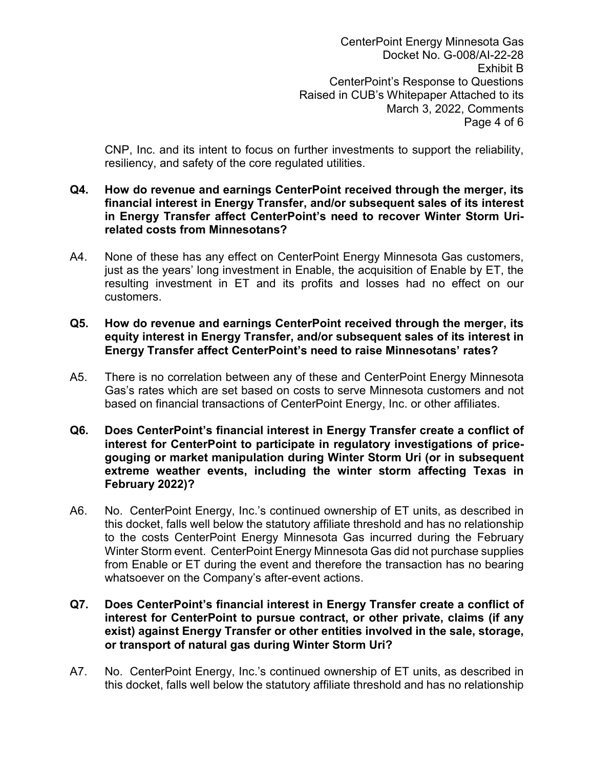CNP, Inc. and its intent to focus on further investments to support the reliability, resiliency, and safety of the core regulated utilities.

**Q4. How do revenue and earnings CenterPoint received through the merger, its financial interest in Energy Transfer, and/or subsequent sales of its interest in Energy Transfer affect CenterPoint's need to recover Winter Storm Uri-related costs from Minnesotans?**

A4. None of these has any effect on CenterPoint Energy Minnesota Gas customers, just as the years' long investment in Enable, the acquisition of Enable by ET, the resulting investment in ET and its profits and losses had no effect on our customers.

**Q5. How do revenue and earnings CenterPoint received through the merger, its equity interest in Energy Transfer, and/or subsequent sales of its interest in Energy Transfer affect CenterPoint's need to raise Minnesotans' rates?**

A5. There is no correlation between any of these and CenterPoint Energy Minnesota Gas's rates which are set based on costs to serve Minnesota customers and not based on financial transactions of CenterPoint Energy, Inc. or other affiliates.

**Q6. Does CenterPoint's financial interest in Energy Transfer create a conflict of interest for CenterPoint to participate in regulatory investigations of price-gouging or market manipulation during Winter Storm Uri (or in subsequent extreme weather events, including the winter storm affecting Texas in February 2022)?**

A6. No. CenterPoint Energy, Inc.'s continued ownership of ET units, as described in this docket, falls well below the statutory affiliate threshold and has no relationship to the costs CenterPoint Energy Minnesota Gas incurred during the February Winter Storm event. CenterPoint Energy Minnesota Gas did not purchase supplies from Enable or ET during the event and therefore the transaction has no bearing whatsoever on the Company's after-event actions.

**Q7. Does CenterPoint's financial interest in Energy Transfer create a conflict of interest for CenterPoint to pursue contract, or other private, claims (if any exist) against Energy Transfer or other entities involved in the sale, storage, or transport of natural gas during Winter Storm Uri?**

A7. No. CenterPoint Energy, Inc.'s continued ownership of ET units, as described in this docket, falls well below the statutory affiliate threshold and has no relationship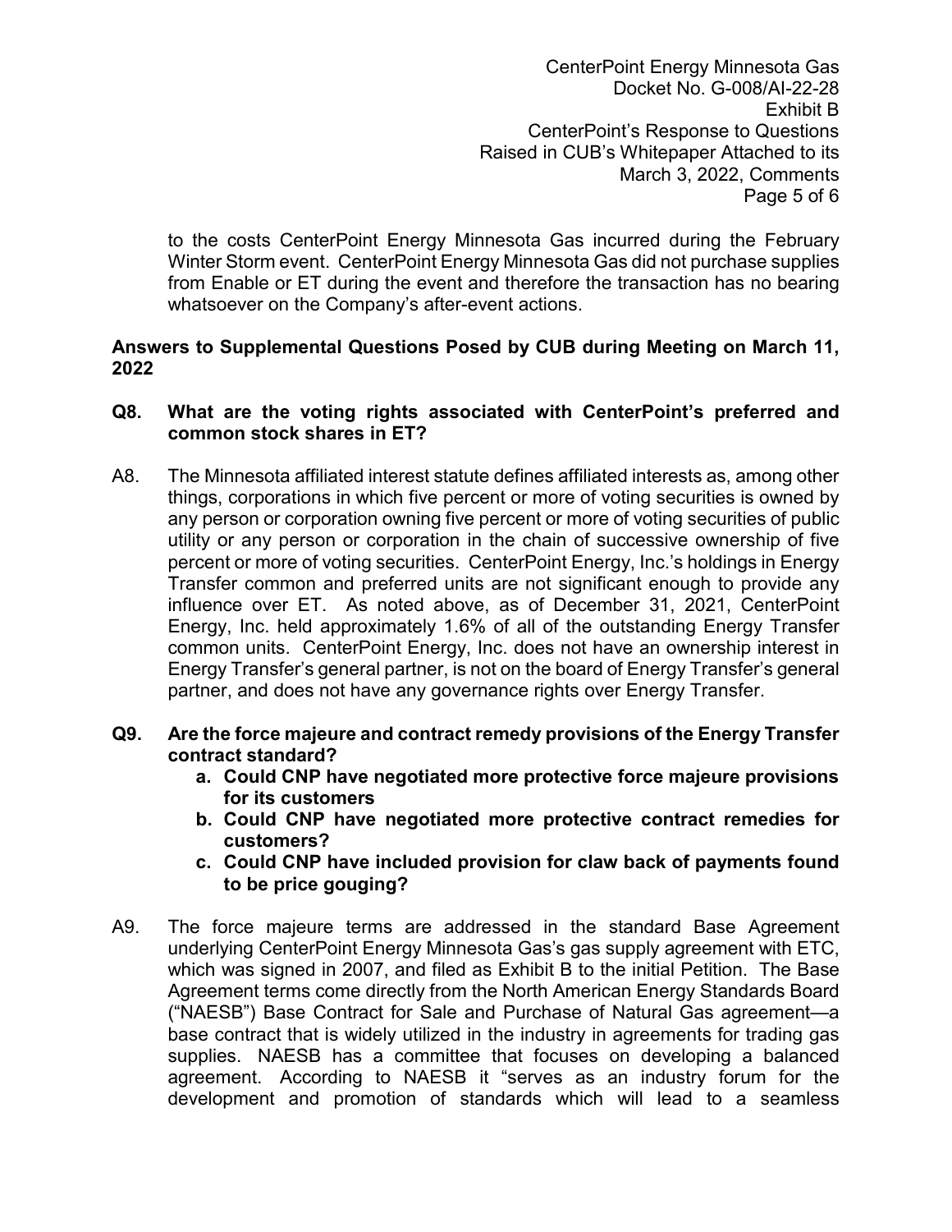to the costs CenterPoint Energy Minnesota Gas incurred during the February Winter Storm event. CenterPoint Energy Minnesota Gas did not purchase supplies from Enable or ET during the event and therefore the transaction has no bearing whatsoever on the Company's after-event actions.

**Answers to Supplemental Questions Posed by CUB during Meeting on March 11, 2022**

**Q8. What are the voting rights associated with CenterPoint's preferred and common stock shares in ET?**

A8. The Minnesota affiliated interest statute defines affiliated interests as, among other things, corporations in which five percent or more of voting securities is owned by any person or corporation owning five percent or more of voting securities of public utility or any person or corporation in the chain of successive ownership of five percent or more of voting securities. CenterPoint Energy, Inc.'s holdings in Energy Transfer common and preferred units are not significant enough to provide any influence over ET. As noted above, as of December 31, 2021, CenterPoint Energy, Inc. held approximately 1.6% of all of the outstanding Energy Transfer common units. CenterPoint Energy, Inc. does not have an ownership interest in Energy Transfer's general partner, is not on the board of Energy Transfer's general partner, and does not have any governance rights over Energy Transfer.

**Q9. Are the force majeure and contract remedy provisions of the Energy Transfer contract standard?**

- **a. Could CNP have negotiated more protective force majeure provisions for its customers**
- **b. Could CNP have negotiated more protective contract remedies for customers?**
- **c. Could CNP have included provision for claw back of payments found to be price gouging?**

A9. The force majeure terms are addressed in the standard Base Agreement underlying CenterPoint Energy Minnesota Gas's gas supply agreement with ETC, which was signed in 2007, and filed as Exhibit B to the initial Petition. The Base Agreement terms come directly from the North American Energy Standards Board ("NAESB") Base Contract for Sale and Purchase of Natural Gas agreement—a base contract that is widely utilized in the industry in agreements for trading gas supplies. NAESB has a committee that focuses on developing a balanced agreement. According to NAESB it "serves as an industry forum for the development and promotion of standards which will lead to a seamless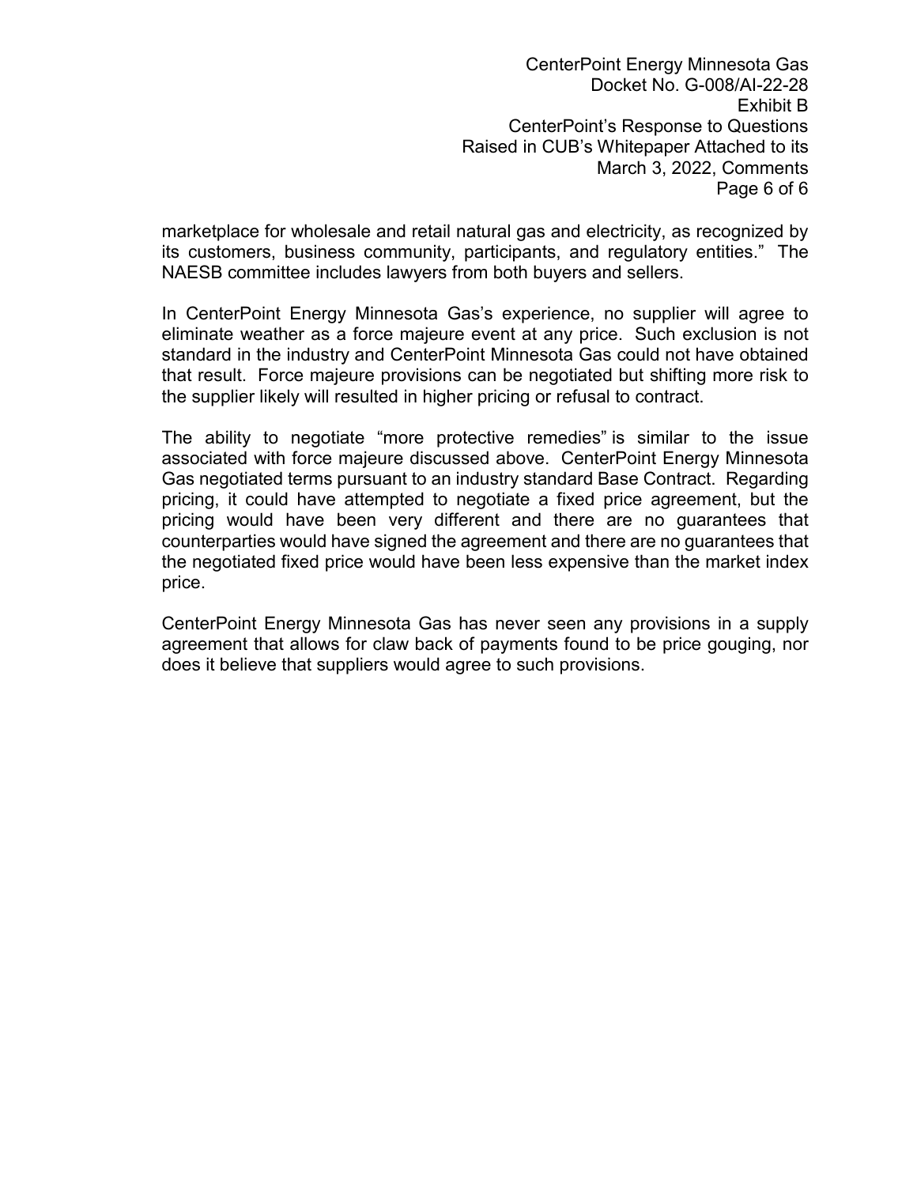marketplace for wholesale and retail natural gas and electricity, as recognized by its customers, business community, participants, and regulatory entities." The NAESB committee includes lawyers from both buyers and sellers.

In CenterPoint Energy Minnesota Gas's experience, no supplier will agree to eliminate weather as a force majeure event at any price. Such exclusion is not standard in the industry and CenterPoint Minnesota Gas could not have obtained that result. Force majeure provisions can be negotiated but shifting more risk to the supplier likely will resulted in higher pricing or refusal to contract.

The ability to negotiate "more protective remedies" is similar to the issue associated with force majeure discussed above. CenterPoint Energy Minnesota Gas negotiated terms pursuant to an industry standard Base Contract. Regarding pricing, it could have attempted to negotiate a fixed price agreement, but the pricing would have been very different and there are no guarantees that counterparties would have signed the agreement and there are no guarantees that the negotiated fixed price would have been less expensive than the market index price.

CenterPoint Energy Minnesota Gas has never seen any provisions in a supply agreement that allows for claw back of payments found to be price gouging, nor does it believe that suppliers would agree to such provisions.